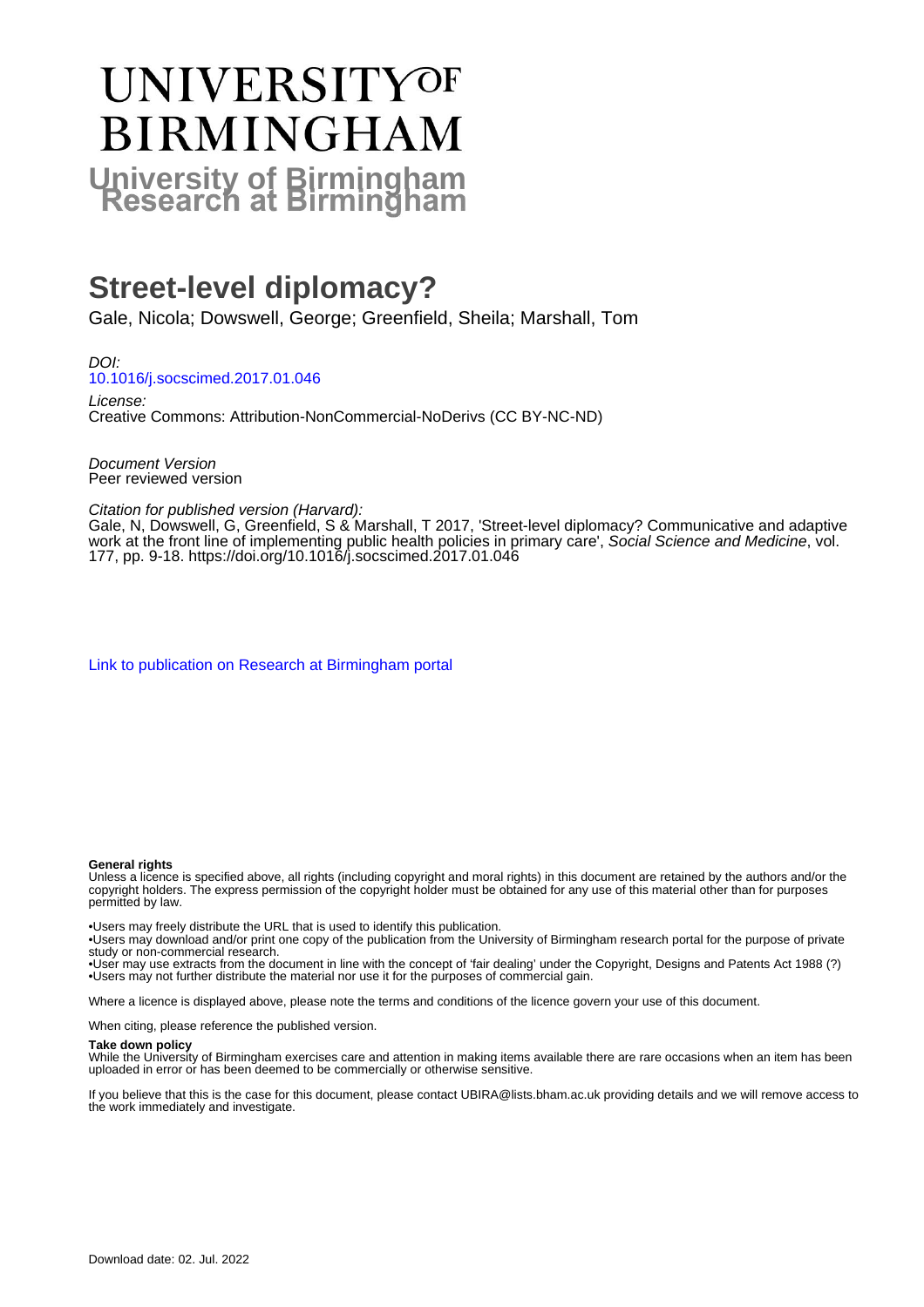# UNIVERSITY OF BIRMINGHAM

## University of Birmingham Research at Birmingham

# Street-level diplomacy?

Gale, Nicola; Dowswell, George; Greenfield, Sheila; Marshall, Tom

*DOI:*
10.1016/j.socscimed.2017.01.046

*License:*
Creative Commons: Attribution-NonCommercial-NoDerivs (CC BY-NC-ND)

*Document Version*
Peer reviewed version

*Citation for published version (Harvard):*
Gale, N, Dowswell, G, Greenfield, S & Marshall, T 2017, 'Street-level diplomacy? Communicative and adaptive work at the front line of implementing public health policies in primary care', *Social Science and Medicine*, vol. 177, pp. 9-18. https://doi.org/10.1016/j.socscimed.2017.01.046

Link to publication on Research at Birmingham portal

**General rights**
Unless a licence is specified above, all rights (including copyright and moral rights) in this document are retained by the authors and/or the copyright holders. The express permission of the copyright holder must be obtained for any use of this material other than for purposes permitted by law.

•Users may freely distribute the URL that is used to identify this publication.
•Users may download and/or print one copy of the publication from the University of Birmingham research portal for the purpose of private study or non-commercial research.
•User may use extracts from the document in line with the concept of 'fair dealing' under the Copyright, Designs and Patents Act 1988 (?)
•Users may not further distribute the material nor use it for the purposes of commercial gain.

Where a licence is displayed above, please note the terms and conditions of the licence govern your use of this document.

When citing, please reference the published version.

**Take down policy**
While the University of Birmingham exercises care and attention in making items available there are rare occasions when an item has been uploaded in error or has been deemed to be commercially or otherwise sensitive.

If you believe that this is the case for this document, please contact UBIRA@lists.bham.ac.uk providing details and we will remove access to the work immediately and investigate.

Download date: 02. Jul. 2022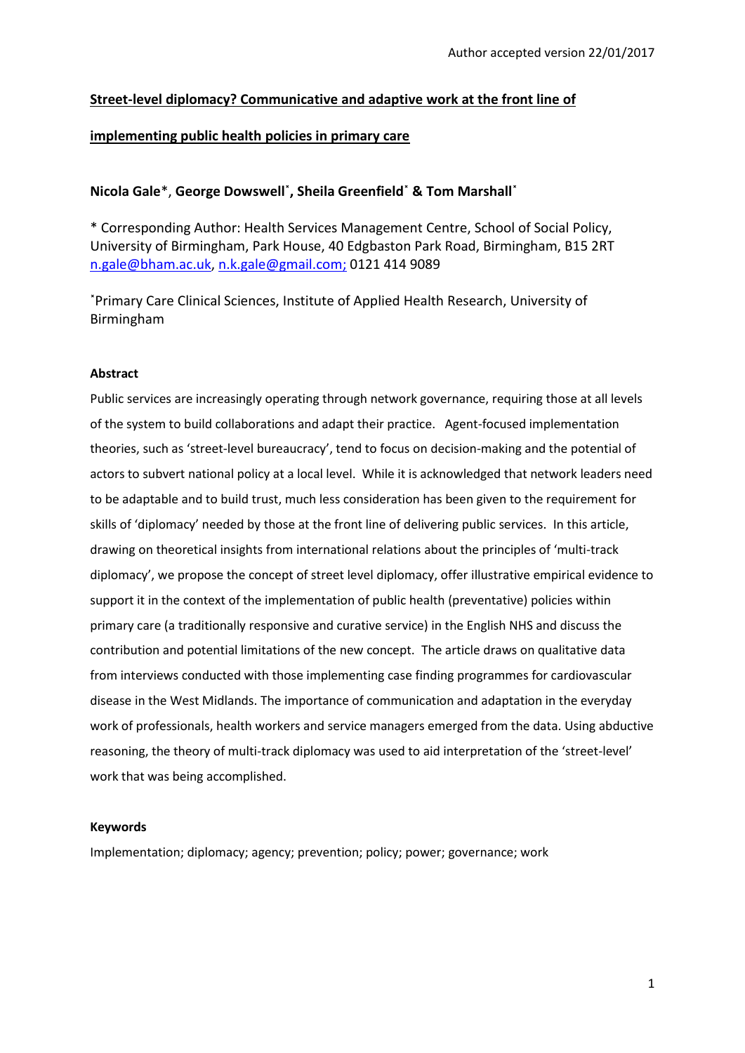Author accepted version 22/01/2017

**Street-level diplomacy? Communicative and adaptive work at the front line of implementing public health policies in primary care**

**Nicola Gale**\*, **George Dowswell**[˟]**, Sheila Greenfield**[˟] **& Tom Marshall**[˟]

\* Corresponding Author: Health Services Management Centre, School of Social Policy, University of Birmingham, Park House, 40 Edgbaston Park Road, Birmingham, B15 2RT n.gale@bham.ac.uk, n.k.gale@gmail.com; 0121 414 9089

[˟]Primary Care Clinical Sciences, Institute of Applied Health Research, University of Birmingham

**Abstract**

Public services are increasingly operating through network governance, requiring those at all levels of the system to build collaborations and adapt their practice. Agent-focused implementation theories, such as 'street-level bureaucracy', tend to focus on decision-making and the potential of actors to subvert national policy at a local level. While it is acknowledged that network leaders need to be adaptable and to build trust, much less consideration has been given to the requirement for skills of 'diplomacy' needed by those at the front line of delivering public services. In this article, drawing on theoretical insights from international relations about the principles of 'multi-track diplomacy', we propose the concept of street level diplomacy, offer illustrative empirical evidence to support it in the context of the implementation of public health (preventative) policies within primary care (a traditionally responsive and curative service) in the English NHS and discuss the contribution and potential limitations of the new concept. The article draws on qualitative data from interviews conducted with those implementing case finding programmes for cardiovascular disease in the West Midlands. The importance of communication and adaptation in the everyday work of professionals, health workers and service managers emerged from the data. Using abductive reasoning, the theory of multi-track diplomacy was used to aid interpretation of the 'street-level' work that was being accomplished.

**Keywords**

Implementation; diplomacy; agency; prevention; policy; power; governance; work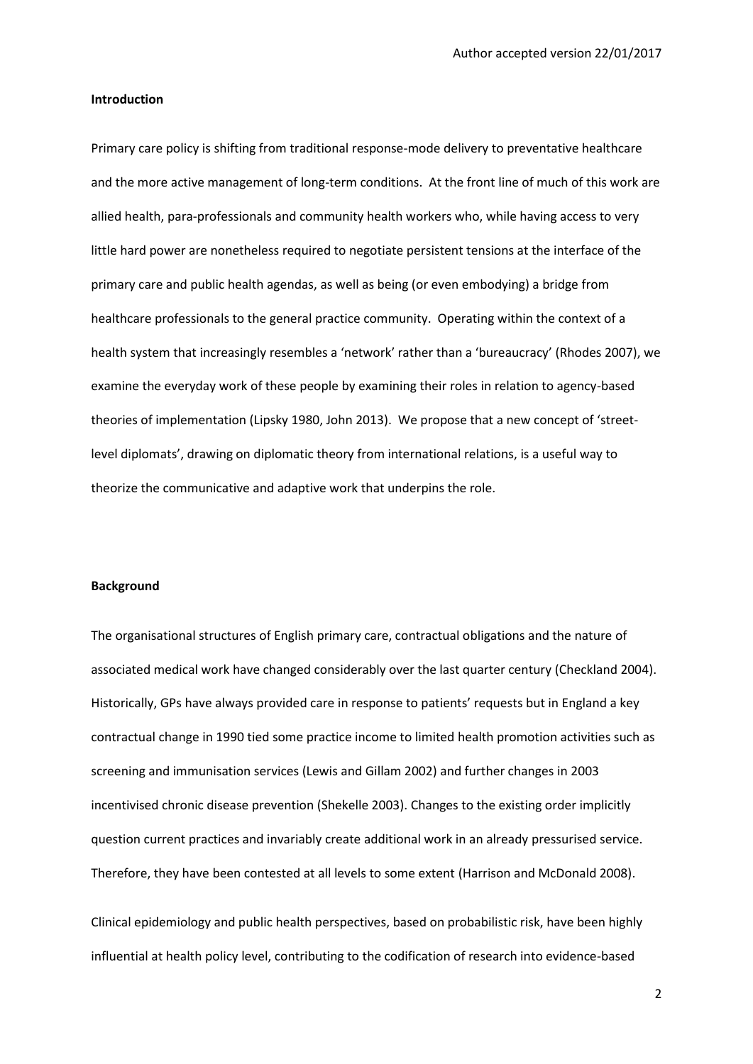## Introduction

Primary care policy is shifting from traditional response-mode delivery to preventative healthcare and the more active management of long-term conditions. At the front line of much of this work are allied health, para-professionals and community health workers who, while having access to very little hard power are nonetheless required to negotiate persistent tensions at the interface of the primary care and public health agendas, as well as being (or even embodying) a bridge from healthcare professionals to the general practice community. Operating within the context of a health system that increasingly resembles a 'network' rather than a 'bureaucracy' (Rhodes 2007), we examine the everyday work of these people by examining their roles in relation to agency-based theories of implementation (Lipsky 1980, John 2013). We propose that a new concept of 'street-level diplomats', drawing on diplomatic theory from international relations, is a useful way to theorize the communicative and adaptive work that underpins the role.

## Background

The organisational structures of English primary care, contractual obligations and the nature of associated medical work have changed considerably over the last quarter century (Checkland 2004). Historically, GPs have always provided care in response to patients' requests but in England a key contractual change in 1990 tied some practice income to limited health promotion activities such as screening and immunisation services (Lewis and Gillam 2002) and further changes in 2003 incentivised chronic disease prevention (Shekelle 2003). Changes to the existing order implicitly question current practices and invariably create additional work in an already pressurised service. Therefore, they have been contested at all levels to some extent (Harrison and McDonald 2008).

Clinical epidemiology and public health perspectives, based on probabilistic risk, have been highly influential at health policy level, contributing to the codification of research into evidence-based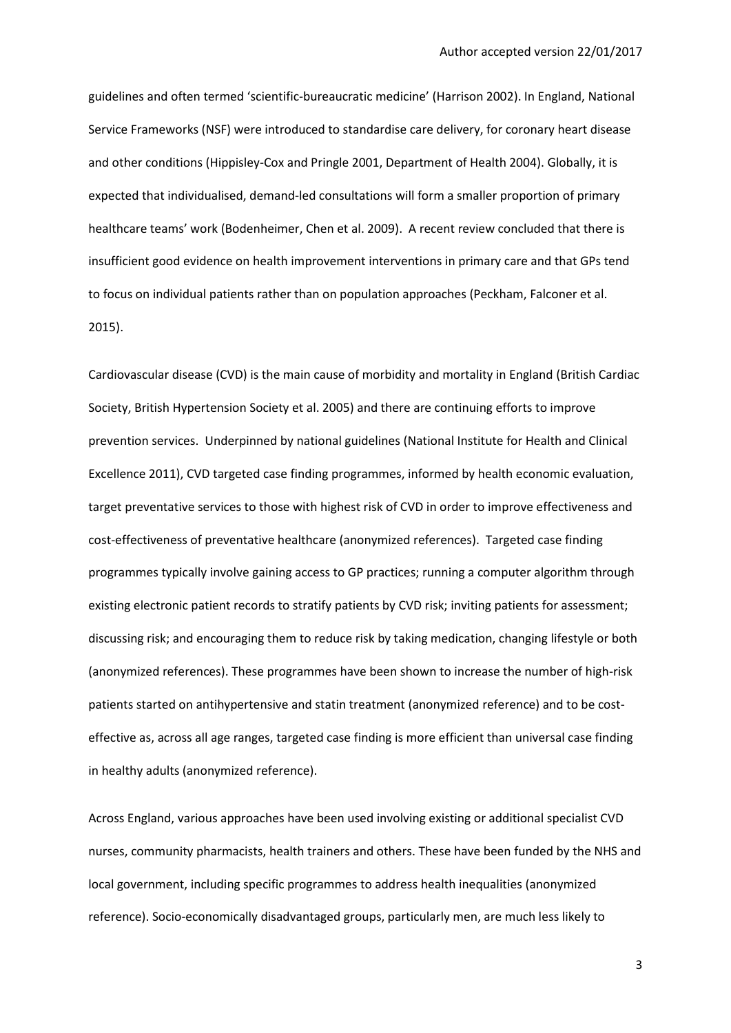guidelines and often termed 'scientific-bureaucratic medicine' (Harrison 2002). In England, National Service Frameworks (NSF) were introduced to standardise care delivery, for coronary heart disease and other conditions (Hippisley-Cox and Pringle 2001, Department of Health 2004). Globally, it is expected that individualised, demand-led consultations will form a smaller proportion of primary healthcare teams' work (Bodenheimer, Chen et al. 2009). A recent review concluded that there is insufficient good evidence on health improvement interventions in primary care and that GPs tend to focus on individual patients rather than on population approaches (Peckham, Falconer et al. 2015).

Cardiovascular disease (CVD) is the main cause of morbidity and mortality in England (British Cardiac Society, British Hypertension Society et al. 2005) and there are continuing efforts to improve prevention services. Underpinned by national guidelines (National Institute for Health and Clinical Excellence 2011), CVD targeted case finding programmes, informed by health economic evaluation, target preventative services to those with highest risk of CVD in order to improve effectiveness and cost-effectiveness of preventative healthcare (anonymized references). Targeted case finding programmes typically involve gaining access to GP practices; running a computer algorithm through existing electronic patient records to stratify patients by CVD risk; inviting patients for assessment; discussing risk; and encouraging them to reduce risk by taking medication, changing lifestyle or both (anonymized references). These programmes have been shown to increase the number of high-risk patients started on antihypertensive and statin treatment (anonymized reference) and to be cost-effective as, across all age ranges, targeted case finding is more efficient than universal case finding in healthy adults (anonymized reference).

Across England, various approaches have been used involving existing or additional specialist CVD nurses, community pharmacists, health trainers and others. These have been funded by the NHS and local government, including specific programmes to address health inequalities (anonymized reference). Socio-economically disadvantaged groups, particularly men, are much less likely to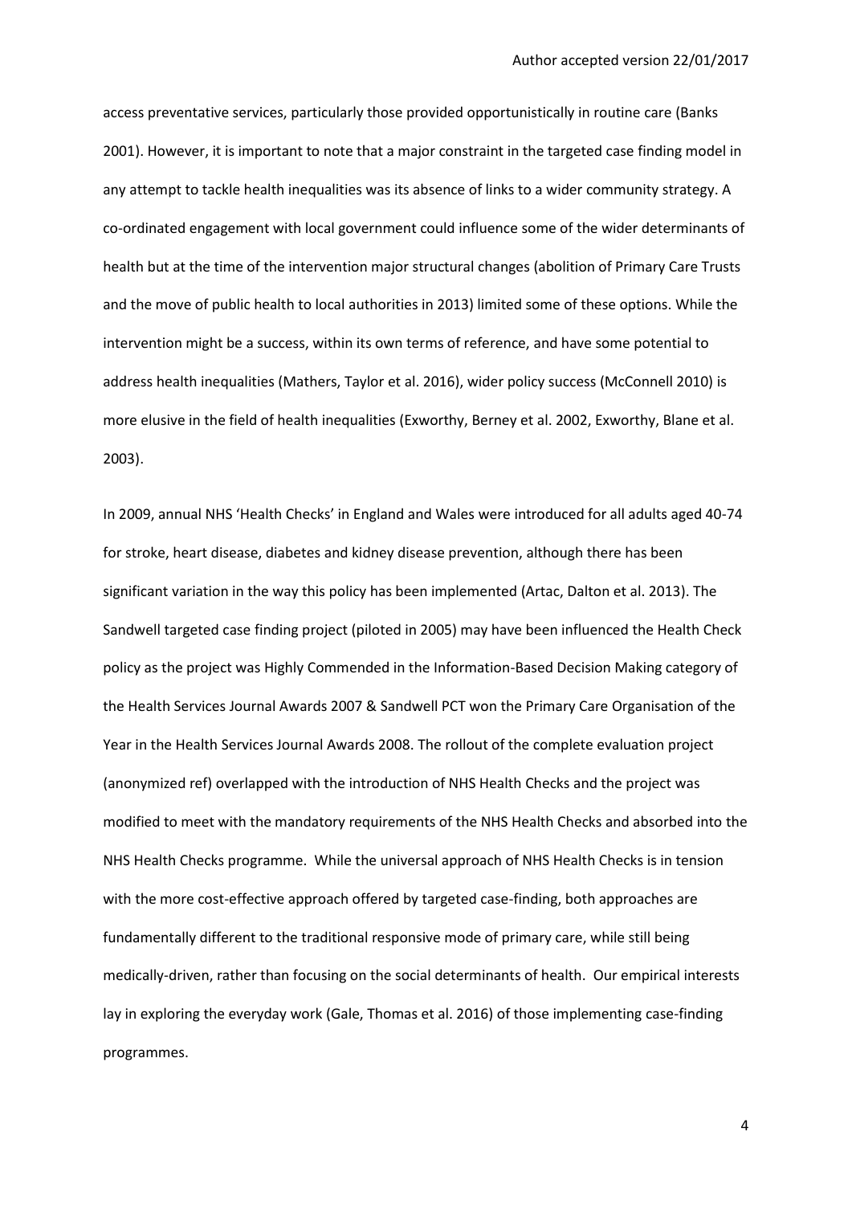access preventative services, particularly those provided opportunistically in routine care (Banks 2001). However, it is important to note that a major constraint in the targeted case finding model in any attempt to tackle health inequalities was its absence of links to a wider community strategy. A co-ordinated engagement with local government could influence some of the wider determinants of health but at the time of the intervention major structural changes (abolition of Primary Care Trusts and the move of public health to local authorities in 2013) limited some of these options. While the intervention might be a success, within its own terms of reference, and have some potential to address health inequalities (Mathers, Taylor et al. 2016), wider policy success (McConnell 2010) is more elusive in the field of health inequalities (Exworthy, Berney et al. 2002, Exworthy, Blane et al. 2003).

In 2009, annual NHS 'Health Checks' in England and Wales were introduced for all adults aged 40-74 for stroke, heart disease, diabetes and kidney disease prevention, although there has been significant variation in the way this policy has been implemented (Artac, Dalton et al. 2013). The Sandwell targeted case finding project (piloted in 2005) may have been influenced the Health Check policy as the project was Highly Commended in the Information-Based Decision Making category of the Health Services Journal Awards 2007 & Sandwell PCT won the Primary Care Organisation of the Year in the Health Services Journal Awards 2008. The rollout of the complete evaluation project (anonymized ref) overlapped with the introduction of NHS Health Checks and the project was modified to meet with the mandatory requirements of the NHS Health Checks and absorbed into the NHS Health Checks programme. While the universal approach of NHS Health Checks is in tension with the more cost-effective approach offered by targeted case-finding, both approaches are fundamentally different to the traditional responsive mode of primary care, while still being medically-driven, rather than focusing on the social determinants of health. Our empirical interests lay in exploring the everyday work (Gale, Thomas et al. 2016) of those implementing case-finding programmes.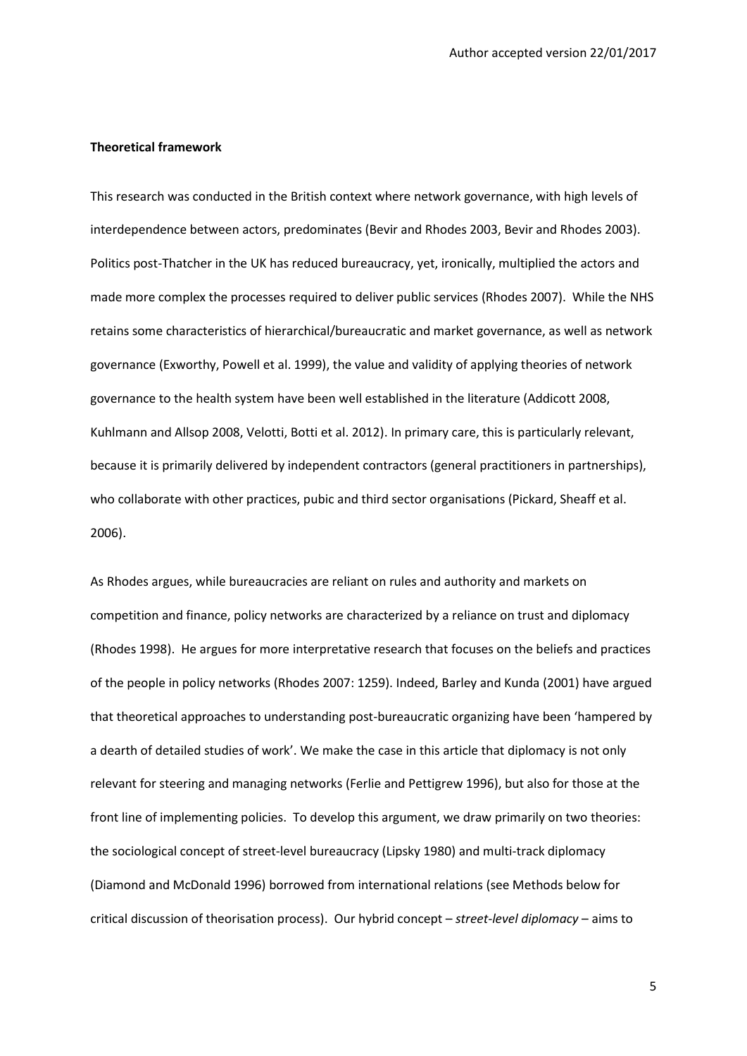**Theoretical framework**

This research was conducted in the British context where network governance, with high levels of interdependence between actors, predominates (Bevir and Rhodes 2003, Bevir and Rhodes 2003). Politics post-Thatcher in the UK has reduced bureaucracy, yet, ironically, multiplied the actors and made more complex the processes required to deliver public services (Rhodes 2007). While the NHS retains some characteristics of hierarchical/bureaucratic and market governance, as well as network governance (Exworthy, Powell et al. 1999), the value and validity of applying theories of network governance to the health system have been well established in the literature (Addicott 2008, Kuhlmann and Allsop 2008, Velotti, Botti et al. 2012). In primary care, this is particularly relevant, because it is primarily delivered by independent contractors (general practitioners in partnerships), who collaborate with other practices, pubic and third sector organisations (Pickard, Sheaff et al. 2006).

As Rhodes argues, while bureaucracies are reliant on rules and authority and markets on competition and finance, policy networks are characterized by a reliance on trust and diplomacy (Rhodes 1998). He argues for more interpretative research that focuses on the beliefs and practices of the people in policy networks (Rhodes 2007: 1259). Indeed, Barley and Kunda (2001) have argued that theoretical approaches to understanding post-bureaucratic organizing have been 'hampered by a dearth of detailed studies of work'. We make the case in this article that diplomacy is not only relevant for steering and managing networks (Ferlie and Pettigrew 1996), but also for those at the front line of implementing policies. To develop this argument, we draw primarily on two theories: the sociological concept of street-level bureaucracy (Lipsky 1980) and multi-track diplomacy (Diamond and McDonald 1996) borrowed from international relations (see Methods below for critical discussion of theorisation process). Our hybrid concept – *street-level diplomacy* – aims to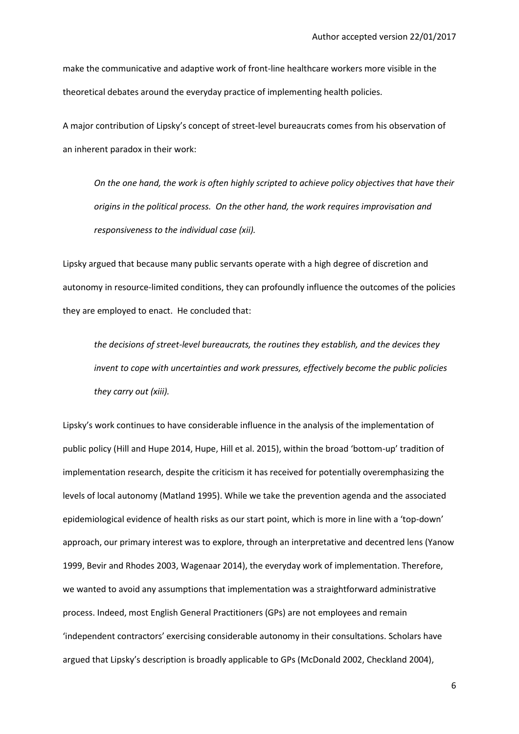make the communicative and adaptive work of front-line healthcare workers more visible in the theoretical debates around the everyday practice of implementing health policies.

A major contribution of Lipsky's concept of street-level bureaucrats comes from his observation of an inherent paradox in their work:

> *On the one hand, the work is often highly scripted to achieve policy objectives that have their origins in the political process. On the other hand, the work requires improvisation and responsiveness to the individual case (xii).*

Lipsky argued that because many public servants operate with a high degree of discretion and autonomy in resource-limited conditions, they can profoundly influence the outcomes of the policies they are employed to enact. He concluded that:

> *the decisions of street-level bureaucrats, the routines they establish, and the devices they invent to cope with uncertainties and work pressures, effectively become the public policies they carry out (xiii).*

Lipsky's work continues to have considerable influence in the analysis of the implementation of public policy (Hill and Hupe 2014, Hupe, Hill et al. 2015), within the broad 'bottom-up' tradition of implementation research, despite the criticism it has received for potentially overemphasizing the levels of local autonomy (Matland 1995). While we take the prevention agenda and the associated epidemiological evidence of health risks as our start point, which is more in line with a 'top-down' approach, our primary interest was to explore, through an interpretative and decentred lens (Yanow 1999, Bevir and Rhodes 2003, Wagenaar 2014), the everyday work of implementation. Therefore, we wanted to avoid any assumptions that implementation was a straightforward administrative process. Indeed, most English General Practitioners (GPs) are not employees and remain 'independent contractors' exercising considerable autonomy in their consultations. Scholars have argued that Lipsky's description is broadly applicable to GPs (McDonald 2002, Checkland 2004),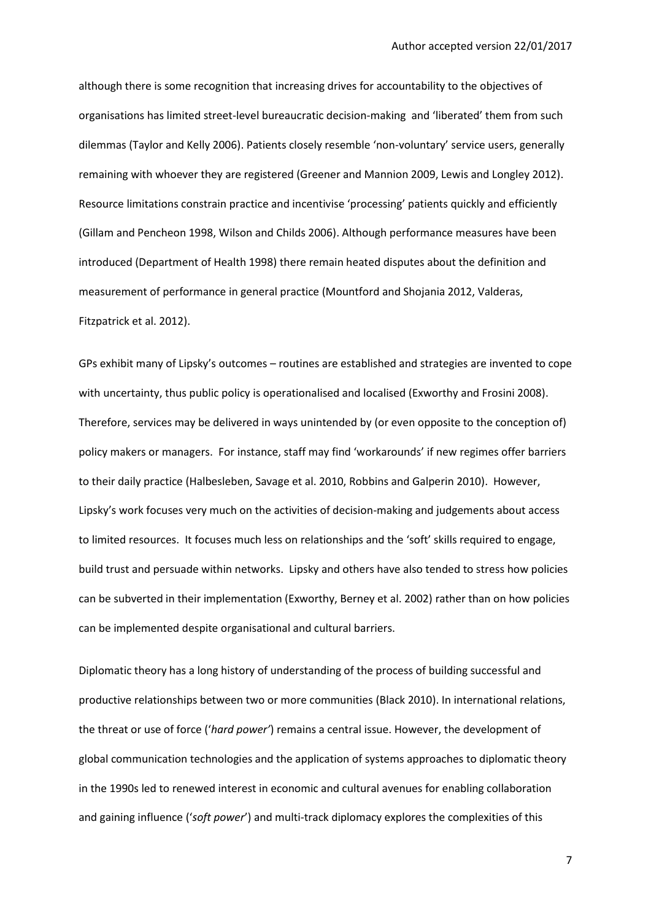although there is some recognition that increasing drives for accountability to the objectives of organisations has limited street-level bureaucratic decision-making and 'liberated' them from such dilemmas (Taylor and Kelly 2006). Patients closely resemble 'non-voluntary' service users, generally remaining with whoever they are registered (Greener and Mannion 2009, Lewis and Longley 2012). Resource limitations constrain practice and incentivise 'processing' patients quickly and efficiently (Gillam and Pencheon 1998, Wilson and Childs 2006). Although performance measures have been introduced (Department of Health 1998) there remain heated disputes about the definition and measurement of performance in general practice (Mountford and Shojania 2012, Valderas, Fitzpatrick et al. 2012).

GPs exhibit many of Lipsky's outcomes – routines are established and strategies are invented to cope with uncertainty, thus public policy is operationalised and localised (Exworthy and Frosini 2008). Therefore, services may be delivered in ways unintended by (or even opposite to the conception of) policy makers or managers. For instance, staff may find 'workarounds' if new regimes offer barriers to their daily practice (Halbesleben, Savage et al. 2010, Robbins and Galperin 2010). However, Lipsky's work focuses very much on the activities of decision-making and judgements about access to limited resources. It focuses much less on relationships and the 'soft' skills required to engage, build trust and persuade within networks. Lipsky and others have also tended to stress how policies can be subverted in their implementation (Exworthy, Berney et al. 2002) rather than on how policies can be implemented despite organisational and cultural barriers.

Diplomatic theory has a long history of understanding of the process of building successful and productive relationships between two or more communities (Black 2010). In international relations, the threat or use of force ('*hard power'*) remains a central issue. However, the development of global communication technologies and the application of systems approaches to diplomatic theory in the 1990s led to renewed interest in economic and cultural avenues for enabling collaboration and gaining influence ('*soft power*') and multi-track diplomacy explores the complexities of this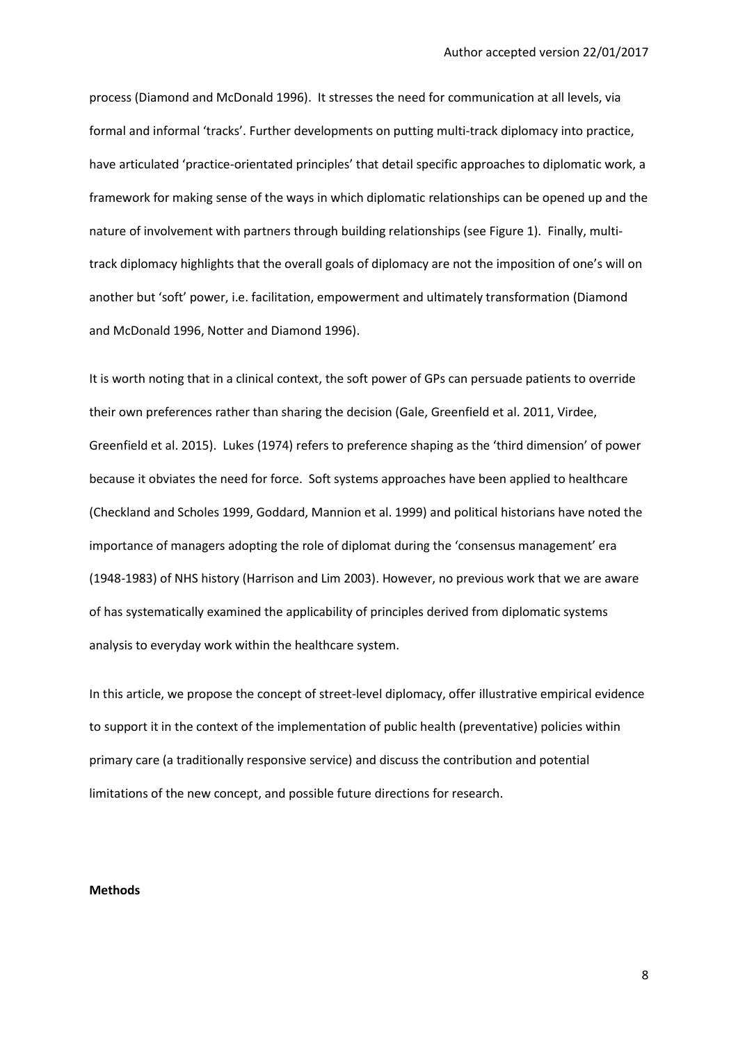process (Diamond and McDonald 1996). It stresses the need for communication at all levels, via formal and informal 'tracks'. Further developments on putting multi-track diplomacy into practice, have articulated 'practice-orientated principles' that detail specific approaches to diplomatic work, a framework for making sense of the ways in which diplomatic relationships can be opened up and the nature of involvement with partners through building relationships (see Figure 1). Finally, multi-track diplomacy highlights that the overall goals of diplomacy are not the imposition of one's will on another but 'soft' power, i.e. facilitation, empowerment and ultimately transformation (Diamond and McDonald 1996, Notter and Diamond 1996).

It is worth noting that in a clinical context, the soft power of GPs can persuade patients to override their own preferences rather than sharing the decision (Gale, Greenfield et al. 2011, Virdee, Greenfield et al. 2015). Lukes (1974) refers to preference shaping as the 'third dimension' of power because it obviates the need for force. Soft systems approaches have been applied to healthcare (Checkland and Scholes 1999, Goddard, Mannion et al. 1999) and political historians have noted the importance of managers adopting the role of diplomat during the 'consensus management' era (1948-1983) of NHS history (Harrison and Lim 2003). However, no previous work that we are aware of has systematically examined the applicability of principles derived from diplomatic systems analysis to everyday work within the healthcare system.

In this article, we propose the concept of street-level diplomacy, offer illustrative empirical evidence to support it in the context of the implementation of public health (preventative) policies within primary care (a traditionally responsive service) and discuss the contribution and potential limitations of the new concept, and possible future directions for research.

**Methods**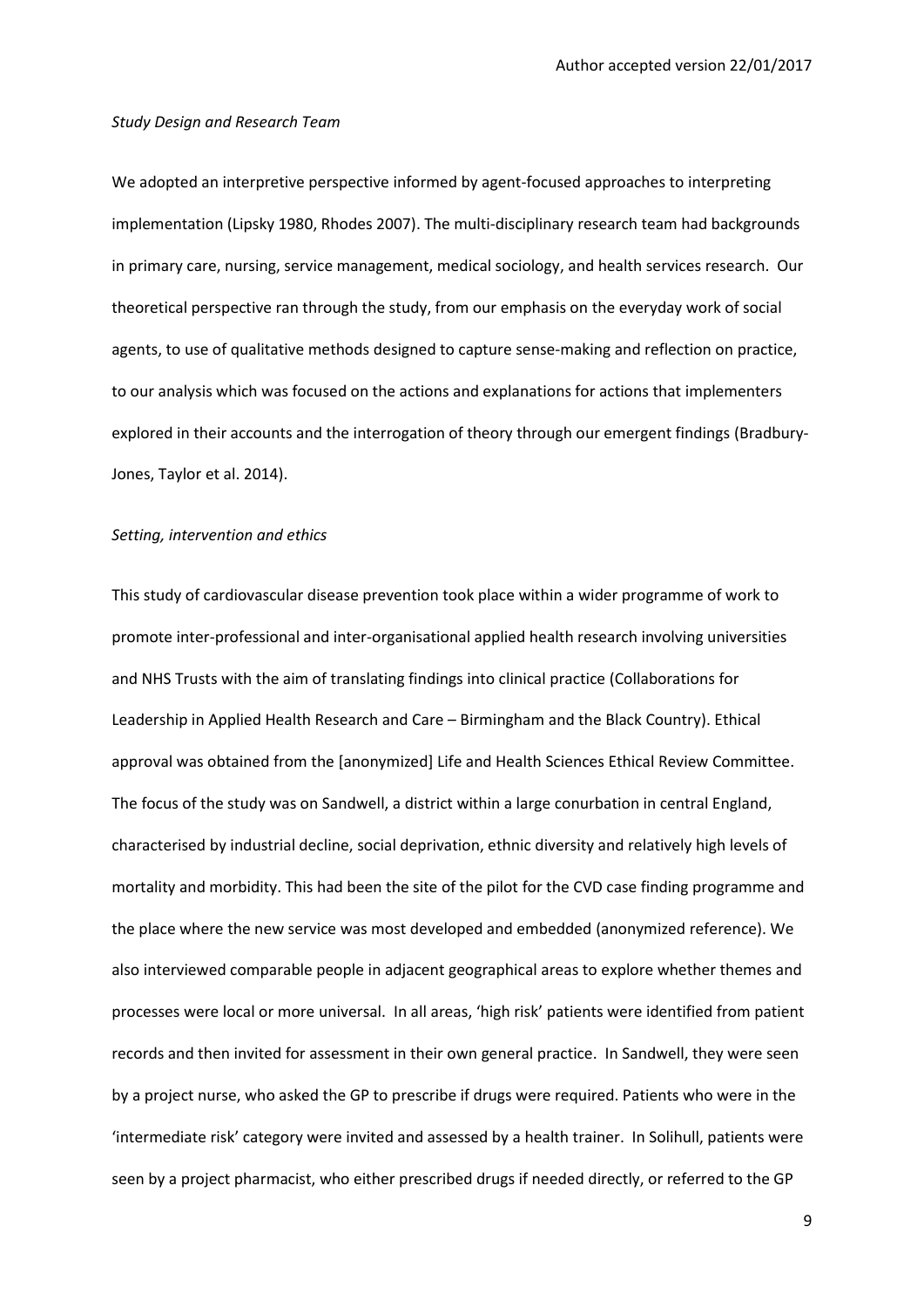*Study Design and Research Team*

We adopted an interpretive perspective informed by agent-focused approaches to interpreting implementation (Lipsky 1980, Rhodes 2007). The multi-disciplinary research team had backgrounds in primary care, nursing, service management, medical sociology, and health services research. Our theoretical perspective ran through the study, from our emphasis on the everyday work of social agents, to use of qualitative methods designed to capture sense-making and reflection on practice, to our analysis which was focused on the actions and explanations for actions that implementers explored in their accounts and the interrogation of theory through our emergent findings (Bradbury-Jones, Taylor et al. 2014).

*Setting, intervention and ethics*

This study of cardiovascular disease prevention took place within a wider programme of work to promote inter-professional and inter-organisational applied health research involving universities and NHS Trusts with the aim of translating findings into clinical practice (Collaborations for Leadership in Applied Health Research and Care – Birmingham and the Black Country). Ethical approval was obtained from the [anonymized] Life and Health Sciences Ethical Review Committee. The focus of the study was on Sandwell, a district within a large conurbation in central England, characterised by industrial decline, social deprivation, ethnic diversity and relatively high levels of mortality and morbidity. This had been the site of the pilot for the CVD case finding programme and the place where the new service was most developed and embedded (anonymized reference). We also interviewed comparable people in adjacent geographical areas to explore whether themes and processes were local or more universal. In all areas, 'high risk' patients were identified from patient records and then invited for assessment in their own general practice. In Sandwell, they were seen by a project nurse, who asked the GP to prescribe if drugs were required. Patients who were in the 'intermediate risk' category were invited and assessed by a health trainer. In Solihull, patients were seen by a project pharmacist, who either prescribed drugs if needed directly, or referred to the GP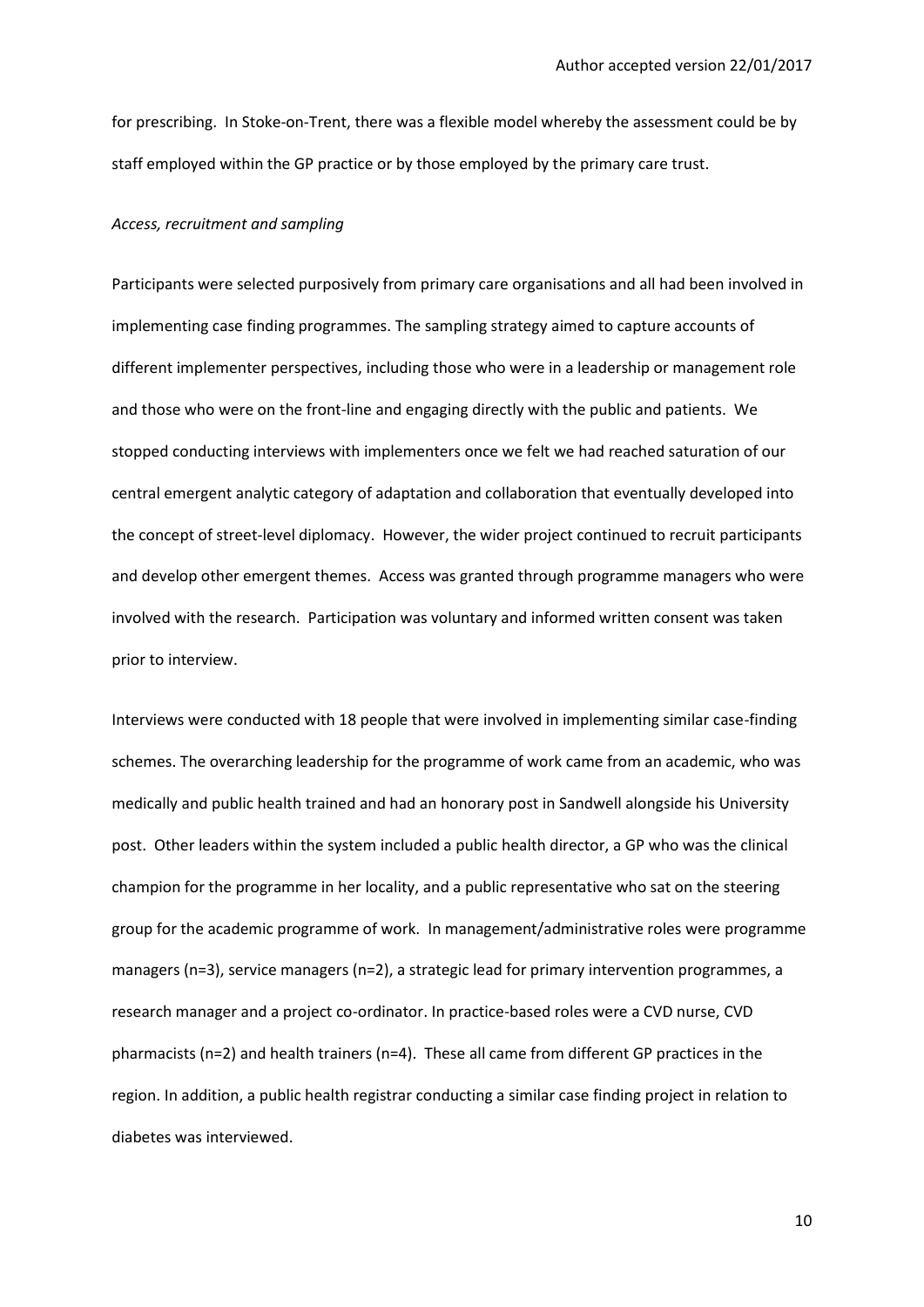for prescribing. In Stoke-on-Trent, there was a flexible model whereby the assessment could be by staff employed within the GP practice or by those employed by the primary care trust.

*Access, recruitment and sampling*

Participants were selected purposively from primary care organisations and all had been involved in implementing case finding programmes. The sampling strategy aimed to capture accounts of different implementer perspectives, including those who were in a leadership or management role and those who were on the front-line and engaging directly with the public and patients. We stopped conducting interviews with implementers once we felt we had reached saturation of our central emergent analytic category of adaptation and collaboration that eventually developed into the concept of street-level diplomacy. However, the wider project continued to recruit participants and develop other emergent themes. Access was granted through programme managers who were involved with the research. Participation was voluntary and informed written consent was taken prior to interview.

Interviews were conducted with 18 people that were involved in implementing similar case-finding schemes. The overarching leadership for the programme of work came from an academic, who was medically and public health trained and had an honorary post in Sandwell alongside his University post. Other leaders within the system included a public health director, a GP who was the clinical champion for the programme in her locality, and a public representative who sat on the steering group for the academic programme of work. In management/administrative roles were programme managers (n=3), service managers (n=2), a strategic lead for primary intervention programmes, a research manager and a project co-ordinator. In practice-based roles were a CVD nurse, CVD pharmacists (n=2) and health trainers (n=4). These all came from different GP practices in the region. In addition, a public health registrar conducting a similar case finding project in relation to diabetes was interviewed.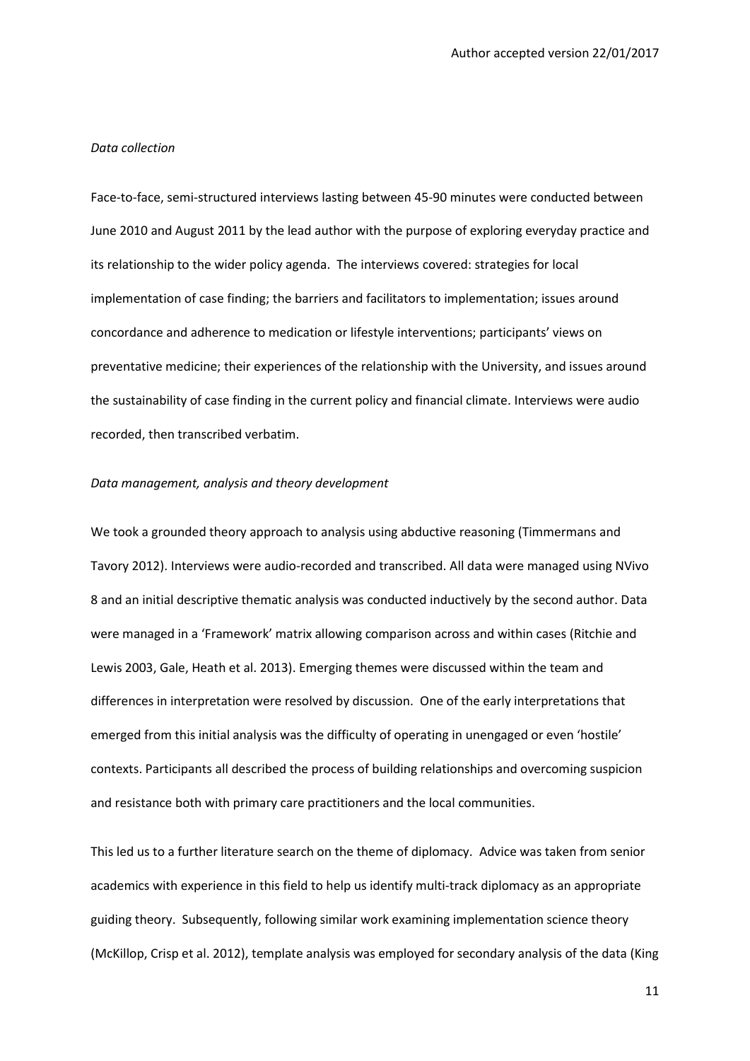*Data collection*

Face-to-face, semi-structured interviews lasting between 45-90 minutes were conducted between June 2010 and August 2011 by the lead author with the purpose of exploring everyday practice and its relationship to the wider policy agenda. The interviews covered: strategies for local implementation of case finding; the barriers and facilitators to implementation; issues around concordance and adherence to medication or lifestyle interventions; participants' views on preventative medicine; their experiences of the relationship with the University, and issues around the sustainability of case finding in the current policy and financial climate. Interviews were audio recorded, then transcribed verbatim.

*Data management, analysis and theory development*

We took a grounded theory approach to analysis using abductive reasoning (Timmermans and Tavory 2012). Interviews were audio-recorded and transcribed. All data were managed using NVivo 8 and an initial descriptive thematic analysis was conducted inductively by the second author. Data were managed in a 'Framework' matrix allowing comparison across and within cases (Ritchie and Lewis 2003, Gale, Heath et al. 2013). Emerging themes were discussed within the team and differences in interpretation were resolved by discussion. One of the early interpretations that emerged from this initial analysis was the difficulty of operating in unengaged or even 'hostile' contexts. Participants all described the process of building relationships and overcoming suspicion and resistance both with primary care practitioners and the local communities.

This led us to a further literature search on the theme of diplomacy. Advice was taken from senior academics with experience in this field to help us identify multi-track diplomacy as an appropriate guiding theory. Subsequently, following similar work examining implementation science theory (McKillop, Crisp et al. 2012), template analysis was employed for secondary analysis of the data (King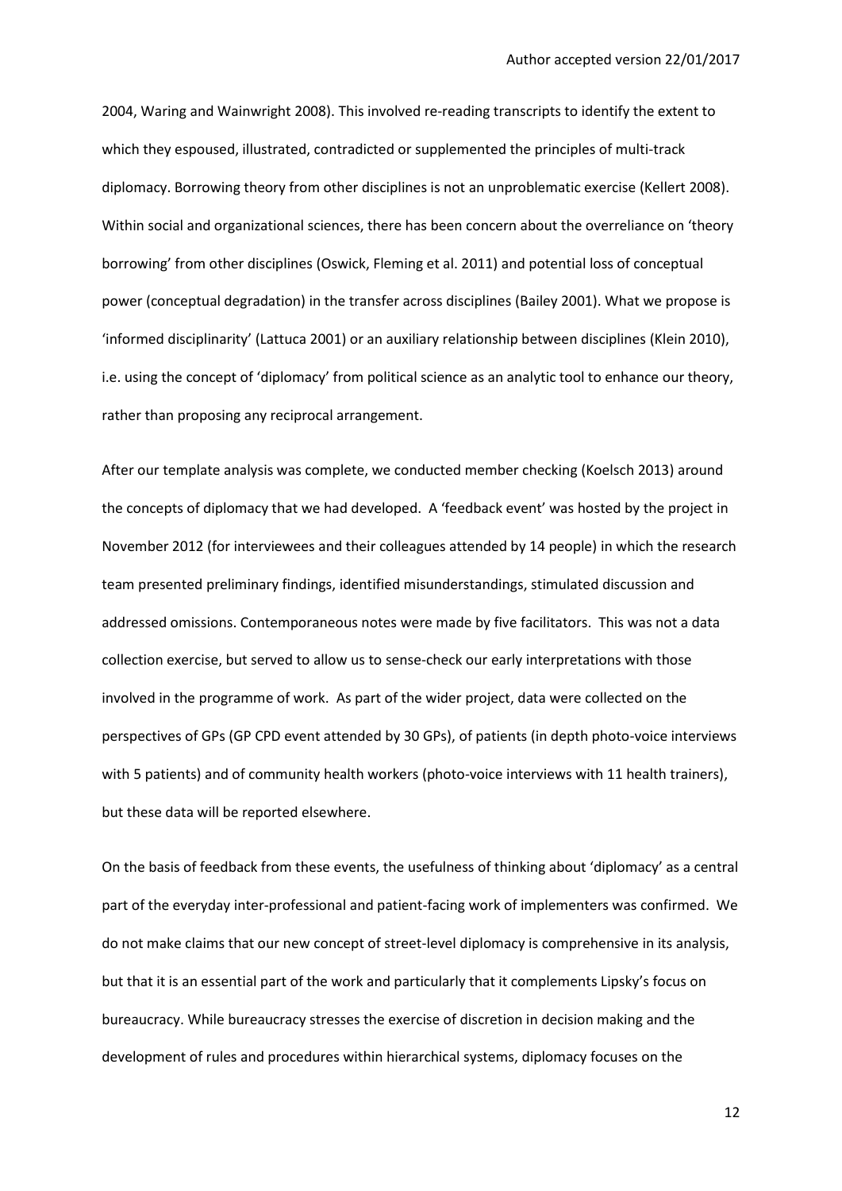2004, Waring and Wainwright 2008). This involved re-reading transcripts to identify the extent to which they espoused, illustrated, contradicted or supplemented the principles of multi-track diplomacy. Borrowing theory from other disciplines is not an unproblematic exercise (Kellert 2008). Within social and organizational sciences, there has been concern about the overreliance on 'theory borrowing' from other disciplines (Oswick, Fleming et al. 2011) and potential loss of conceptual power (conceptual degradation) in the transfer across disciplines (Bailey 2001). What we propose is 'informed disciplinarity' (Lattuca 2001) or an auxiliary relationship between disciplines (Klein 2010), i.e. using the concept of 'diplomacy' from political science as an analytic tool to enhance our theory, rather than proposing any reciprocal arrangement.

After our template analysis was complete, we conducted member checking (Koelsch 2013) around the concepts of diplomacy that we had developed. A 'feedback event' was hosted by the project in November 2012 (for interviewees and their colleagues attended by 14 people) in which the research team presented preliminary findings, identified misunderstandings, stimulated discussion and addressed omissions. Contemporaneous notes were made by five facilitators. This was not a data collection exercise, but served to allow us to sense-check our early interpretations with those involved in the programme of work. As part of the wider project, data were collected on the perspectives of GPs (GP CPD event attended by 30 GPs), of patients (in depth photo-voice interviews with 5 patients) and of community health workers (photo-voice interviews with 11 health trainers), but these data will be reported elsewhere.

On the basis of feedback from these events, the usefulness of thinking about 'diplomacy' as a central part of the everyday inter-professional and patient-facing work of implementers was confirmed. We do not make claims that our new concept of street-level diplomacy is comprehensive in its analysis, but that it is an essential part of the work and particularly that it complements Lipsky's focus on bureaucracy. While bureaucracy stresses the exercise of discretion in decision making and the development of rules and procedures within hierarchical systems, diplomacy focuses on the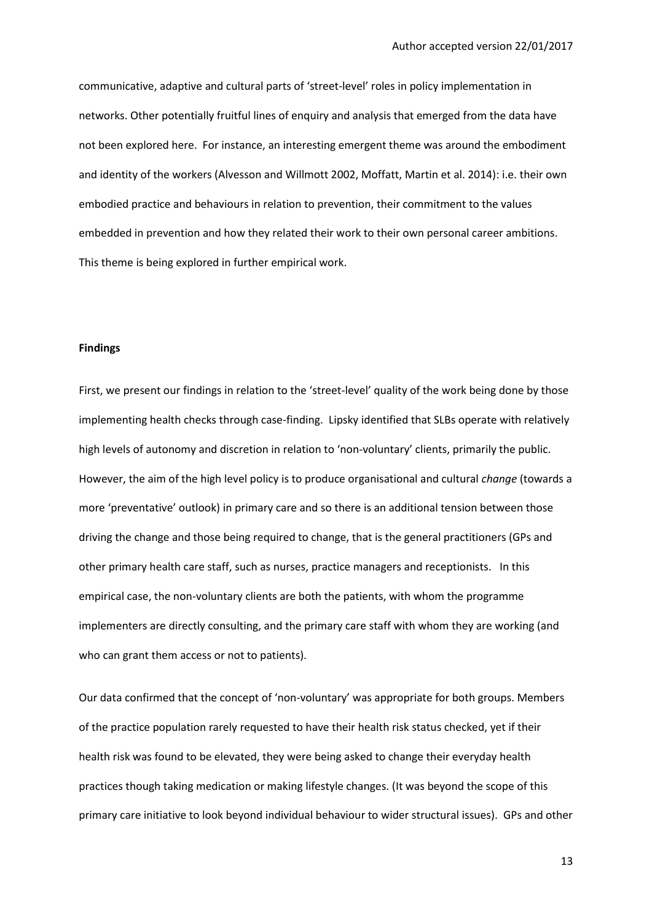communicative, adaptive and cultural parts of 'street-level' roles in policy implementation in networks. Other potentially fruitful lines of enquiry and analysis that emerged from the data have not been explored here. For instance, an interesting emergent theme was around the embodiment and identity of the workers (Alvesson and Willmott 2002, Moffatt, Martin et al. 2014): i.e. their own embodied practice and behaviours in relation to prevention, their commitment to the values embedded in prevention and how they related their work to their own personal career ambitions. This theme is being explored in further empirical work.

**Findings**

First, we present our findings in relation to the 'street-level' quality of the work being done by those implementing health checks through case-finding. Lipsky identified that SLBs operate with relatively high levels of autonomy and discretion in relation to 'non-voluntary' clients, primarily the public. However, the aim of the high level policy is to produce organisational and cultural *change* (towards a more 'preventative' outlook) in primary care and so there is an additional tension between those driving the change and those being required to change, that is the general practitioners (GPs and other primary health care staff, such as nurses, practice managers and receptionists. In this empirical case, the non-voluntary clients are both the patients, with whom the programme implementers are directly consulting, and the primary care staff with whom they are working (and who can grant them access or not to patients).

Our data confirmed that the concept of 'non-voluntary' was appropriate for both groups. Members of the practice population rarely requested to have their health risk status checked, yet if their health risk was found to be elevated, they were being asked to change their everyday health practices though taking medication or making lifestyle changes. (It was beyond the scope of this primary care initiative to look beyond individual behaviour to wider structural issues). GPs and other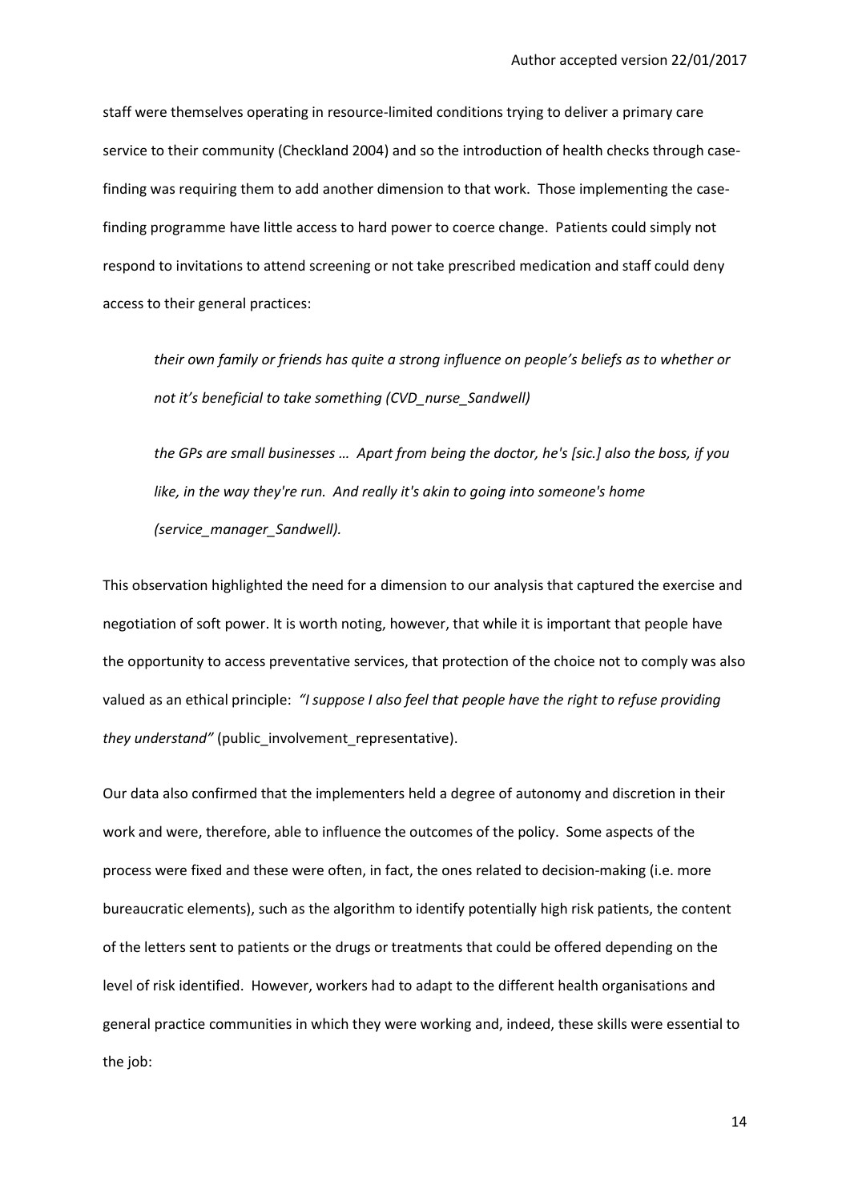staff were themselves operating in resource-limited conditions trying to deliver a primary care service to their community (Checkland 2004) and so the introduction of health checks through case-finding was requiring them to add another dimension to that work. Those implementing the case-finding programme have little access to hard power to coerce change. Patients could simply not respond to invitations to attend screening or not take prescribed medication and staff could deny access to their general practices:

> *their own family or friends has quite a strong influence on people's beliefs as to whether or not it's beneficial to take something (CVD_nurse_Sandwell)*
>
> *the GPs are small businesses … Apart from being the doctor, he's [sic.] also the boss, if you like, in the way they're run. And really it's akin to going into someone's home (service_manager_Sandwell).*

This observation highlighted the need for a dimension to our analysis that captured the exercise and negotiation of soft power. It is worth noting, however, that while it is important that people have the opportunity to access preventative services, that protection of the choice not to comply was also valued as an ethical principle: *"I suppose I also feel that people have the right to refuse providing they understand"* (public_involvement_representative).

Our data also confirmed that the implementers held a degree of autonomy and discretion in their work and were, therefore, able to influence the outcomes of the policy. Some aspects of the process were fixed and these were often, in fact, the ones related to decision-making (i.e. more bureaucratic elements), such as the algorithm to identify potentially high risk patients, the content of the letters sent to patients or the drugs or treatments that could be offered depending on the level of risk identified. However, workers had to adapt to the different health organisations and general practice communities in which they were working and, indeed, these skills were essential to the job: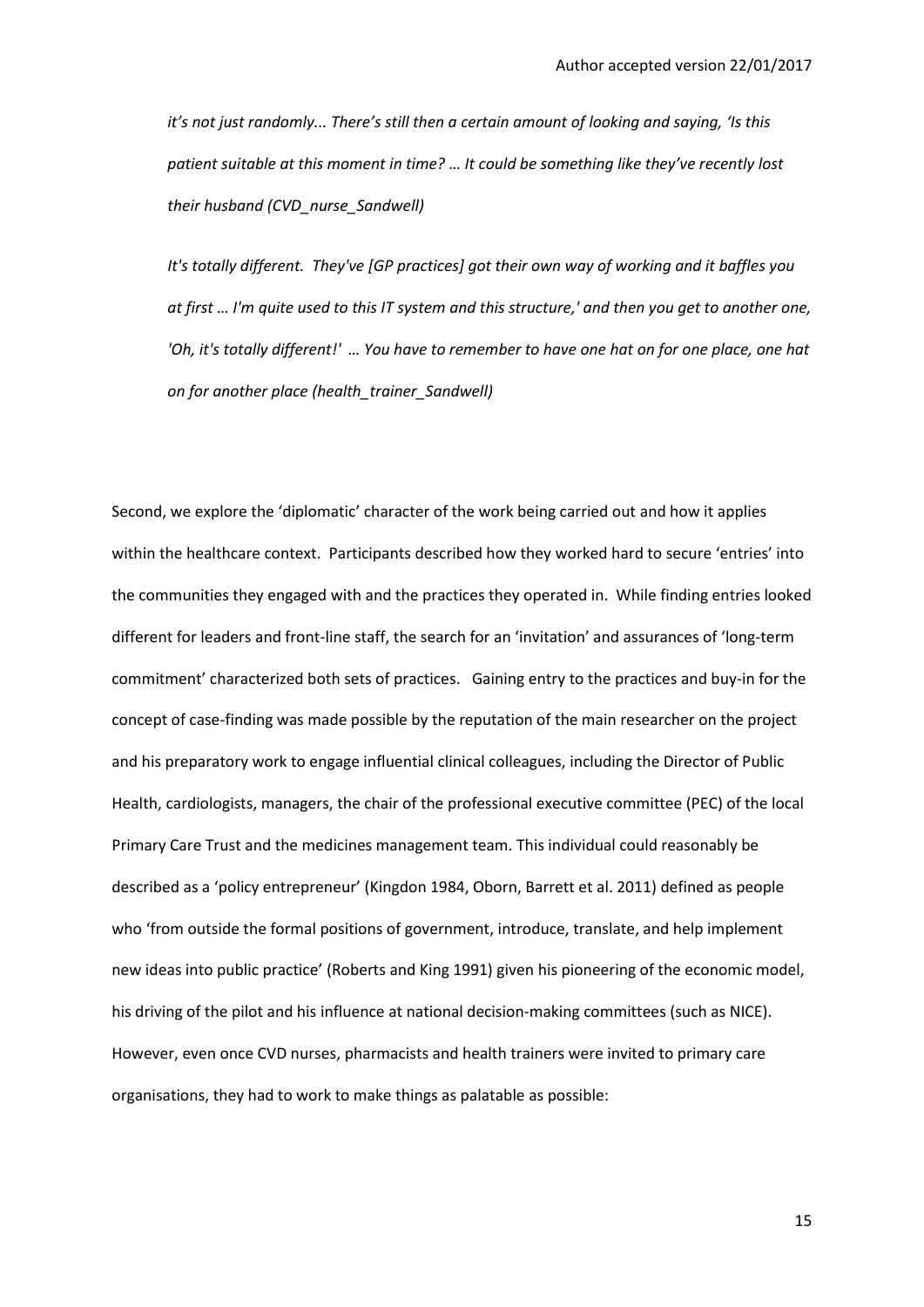*it's not just randomly... There's still then a certain amount of looking and saying, 'Is this patient suitable at this moment in time? … It could be something like they've recently lost their husband (CVD_nurse_Sandwell)*

*It's totally different. They've [GP practices] got their own way of working and it baffles you at first … I'm quite used to this IT system and this structure,' and then you get to another one, 'Oh, it's totally different!' … You have to remember to have one hat on for one place, one hat on for another place (health_trainer_Sandwell)*

Second, we explore the 'diplomatic' character of the work being carried out and how it applies within the healthcare context. Participants described how they worked hard to secure 'entries' into the communities they engaged with and the practices they operated in. While finding entries looked different for leaders and front-line staff, the search for an 'invitation' and assurances of 'long-term commitment' characterized both sets of practices. Gaining entry to the practices and buy-in for the concept of case-finding was made possible by the reputation of the main researcher on the project and his preparatory work to engage influential clinical colleagues, including the Director of Public Health, cardiologists, managers, the chair of the professional executive committee (PEC) of the local Primary Care Trust and the medicines management team. This individual could reasonably be described as a 'policy entrepreneur' (Kingdon 1984, Oborn, Barrett et al. 2011) defined as people who 'from outside the formal positions of government, introduce, translate, and help implement new ideas into public practice' (Roberts and King 1991) given his pioneering of the economic model, his driving of the pilot and his influence at national decision-making committees (such as NICE). However, even once CVD nurses, pharmacists and health trainers were invited to primary care organisations, they had to work to make things as palatable as possible: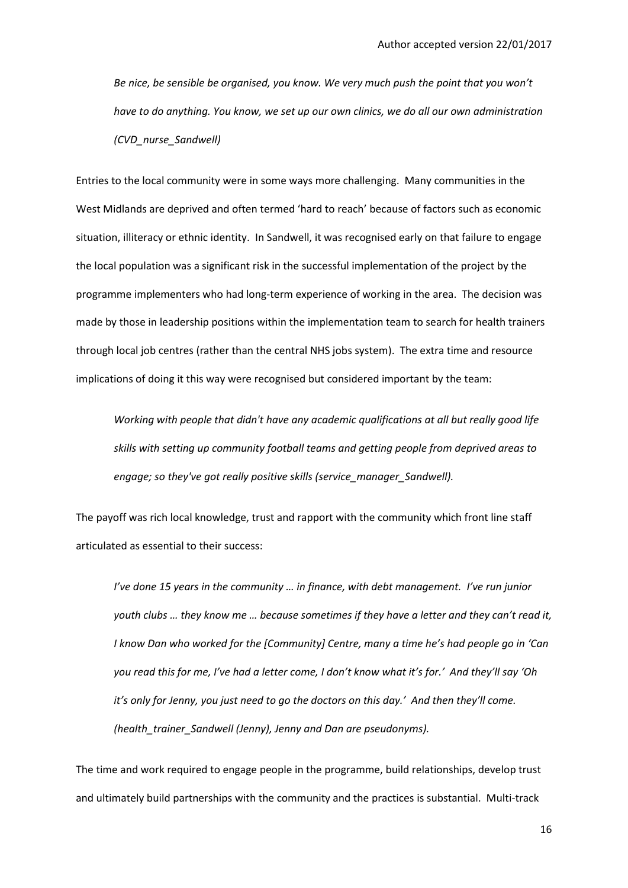*Be nice, be sensible be organised, you know. We very much push the point that you won't have to do anything. You know, we set up our own clinics, we do all our own administration (CVD_nurse_Sandwell)*

Entries to the local community were in some ways more challenging. Many communities in the West Midlands are deprived and often termed 'hard to reach' because of factors such as economic situation, illiteracy or ethnic identity. In Sandwell, it was recognised early on that failure to engage the local population was a significant risk in the successful implementation of the project by the programme implementers who had long-term experience of working in the area. The decision was made by those in leadership positions within the implementation team to search for health trainers through local job centres (rather than the central NHS jobs system). The extra time and resource implications of doing it this way were recognised but considered important by the team:

*Working with people that didn't have any academic qualifications at all but really good life skills with setting up community football teams and getting people from deprived areas to engage; so they've got really positive skills (service_manager_Sandwell).*

The payoff was rich local knowledge, trust and rapport with the community which front line staff articulated as essential to their success:

*I've done 15 years in the community … in finance, with debt management. I've run junior youth clubs … they know me … because sometimes if they have a letter and they can't read it, I know Dan who worked for the [Community] Centre, many a time he's had people go in 'Can you read this for me, I've had a letter come, I don't know what it's for.' And they'll say 'Oh it's only for Jenny, you just need to go the doctors on this day.' And then they'll come. (health_trainer_Sandwell (Jenny), Jenny and Dan are pseudonyms).*

The time and work required to engage people in the programme, build relationships, develop trust and ultimately build partnerships with the community and the practices is substantial. Multi-track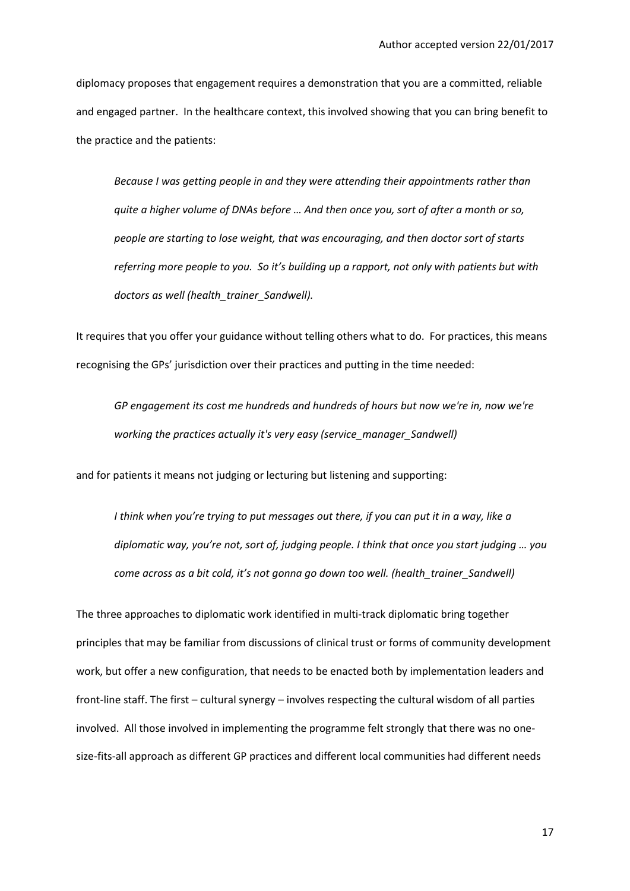diplomacy proposes that engagement requires a demonstration that you are a committed, reliable and engaged partner. In the healthcare context, this involved showing that you can bring benefit to the practice and the patients:

> *Because I was getting people in and they were attending their appointments rather than quite a higher volume of DNAs before … And then once you, sort of after a month or so, people are starting to lose weight, that was encouraging, and then doctor sort of starts referring more people to you. So it's building up a rapport, not only with patients but with doctors as well (health_trainer_Sandwell).*

It requires that you offer your guidance without telling others what to do. For practices, this means recognising the GPs' jurisdiction over their practices and putting in the time needed:

> *GP engagement its cost me hundreds and hundreds of hours but now we're in, now we're working the practices actually it's very easy (service_manager_Sandwell)*

and for patients it means not judging or lecturing but listening and supporting:

> *I think when you're trying to put messages out there, if you can put it in a way, like a diplomatic way, you're not, sort of, judging people. I think that once you start judging … you come across as a bit cold, it's not gonna go down too well. (health_trainer_Sandwell)*

The three approaches to diplomatic work identified in multi-track diplomatic bring together principles that may be familiar from discussions of clinical trust or forms of community development work, but offer a new configuration, that needs to be enacted both by implementation leaders and front-line staff. The first – cultural synergy – involves respecting the cultural wisdom of all parties involved. All those involved in implementing the programme felt strongly that there was no one-size-fits-all approach as different GP practices and different local communities had different needs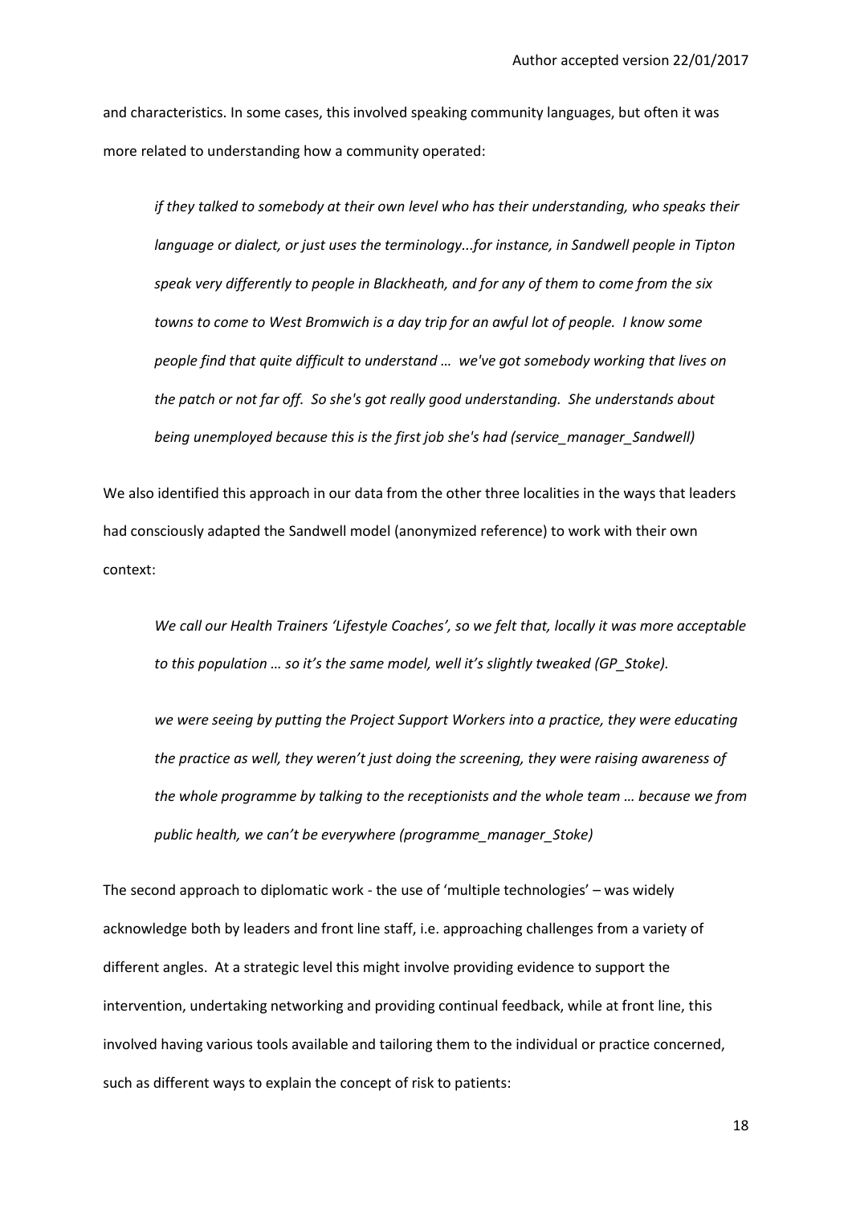and characteristics. In some cases, this involved speaking community languages, but often it was more related to understanding how a community operated:

> *if they talked to somebody at their own level who has their understanding, who speaks their language or dialect, or just uses the terminology...for instance, in Sandwell people in Tipton speak very differently to people in Blackheath, and for any of them to come from the six towns to come to West Bromwich is a day trip for an awful lot of people. I know some people find that quite difficult to understand … we've got somebody working that lives on the patch or not far off. So she's got really good understanding. She understands about being unemployed because this is the first job she's had (service_manager_Sandwell)*

We also identified this approach in our data from the other three localities in the ways that leaders had consciously adapted the Sandwell model (anonymized reference) to work with their own context:

> *We call our Health Trainers 'Lifestyle Coaches', so we felt that, locally it was more acceptable to this population … so it's the same model, well it's slightly tweaked (GP_Stoke).*

> *we were seeing by putting the Project Support Workers into a practice, they were educating the practice as well, they weren't just doing the screening, they were raising awareness of the whole programme by talking to the receptionists and the whole team … because we from public health, we can't be everywhere (programme_manager_Stoke)*

The second approach to diplomatic work - the use of 'multiple technologies' – was widely acknowledge both by leaders and front line staff, i.e. approaching challenges from a variety of different angles. At a strategic level this might involve providing evidence to support the intervention, undertaking networking and providing continual feedback, while at front line, this involved having various tools available and tailoring them to the individual or practice concerned, such as different ways to explain the concept of risk to patients: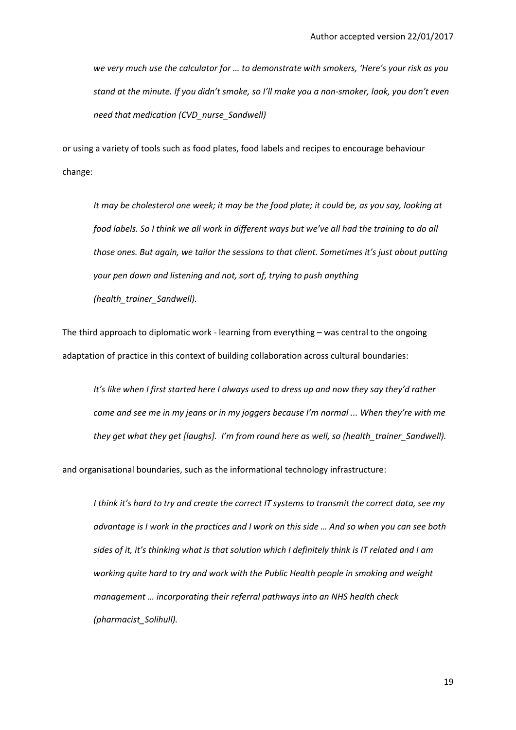*we very much use the calculator for … to demonstrate with smokers, 'Here's your risk as you stand at the minute. If you didn't smoke, so I'll make you a non-smoker, look, you don't even need that medication (CVD_nurse_Sandwell)*

or using a variety of tools such as food plates, food labels and recipes to encourage behaviour change:

*It may be cholesterol one week; it may be the food plate; it could be, as you say, looking at food labels. So I think we all work in different ways but we've all had the training to do all those ones. But again, we tailor the sessions to that client. Sometimes it's just about putting your pen down and listening and not, sort of, trying to push anything (health_trainer_Sandwell).*

The third approach to diplomatic work - learning from everything – was central to the ongoing adaptation of practice in this context of building collaboration across cultural boundaries:

*It's like when I first started here I always used to dress up and now they say they'd rather come and see me in my jeans or in my joggers because I'm normal ... When they're with me they get what they get [laughs]. I'm from round here as well, so (health_trainer_Sandwell).*

and organisational boundaries, such as the informational technology infrastructure:

*I think it's hard to try and create the correct IT systems to transmit the correct data, see my advantage is I work in the practices and I work on this side … And so when you can see both sides of it, it's thinking what is that solution which I definitely think is IT related and I am working quite hard to try and work with the Public Health people in smoking and weight management … incorporating their referral pathways into an NHS health check (pharmacist_Solihull).*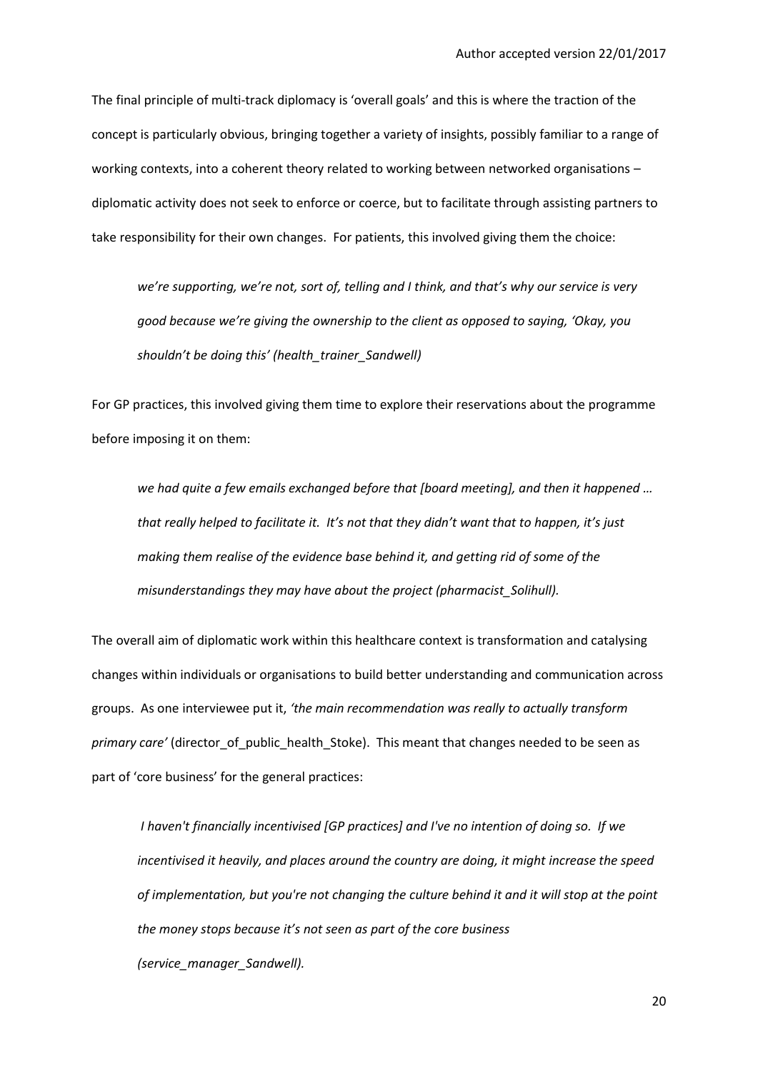The final principle of multi-track diplomacy is 'overall goals' and this is where the traction of the concept is particularly obvious, bringing together a variety of insights, possibly familiar to a range of working contexts, into a coherent theory related to working between networked organisations – diplomatic activity does not seek to enforce or coerce, but to facilitate through assisting partners to take responsibility for their own changes. For patients, this involved giving them the choice:

> *we're supporting, we're not, sort of, telling and I think, and that's why our service is very good because we're giving the ownership to the client as opposed to saying, 'Okay, you shouldn't be doing this' (health_trainer_Sandwell)*

For GP practices, this involved giving them time to explore their reservations about the programme before imposing it on them:

> *we had quite a few emails exchanged before that [board meeting], and then it happened … that really helped to facilitate it. It's not that they didn't want that to happen, it's just making them realise of the evidence base behind it, and getting rid of some of the misunderstandings they may have about the project (pharmacist_Solihull).*

The overall aim of diplomatic work within this healthcare context is transformation and catalysing changes within individuals or organisations to build better understanding and communication across groups. As one interviewee put it, *'the main recommendation was really to actually transform primary care'* (director_of_public_health_Stoke). This meant that changes needed to be seen as part of 'core business' for the general practices:

> *I haven't financially incentivised [GP practices] and I've no intention of doing so. If we incentivised it heavily, and places around the country are doing, it might increase the speed of implementation, but you're not changing the culture behind it and it will stop at the point the money stops because it's not seen as part of the core business (service_manager_Sandwell).*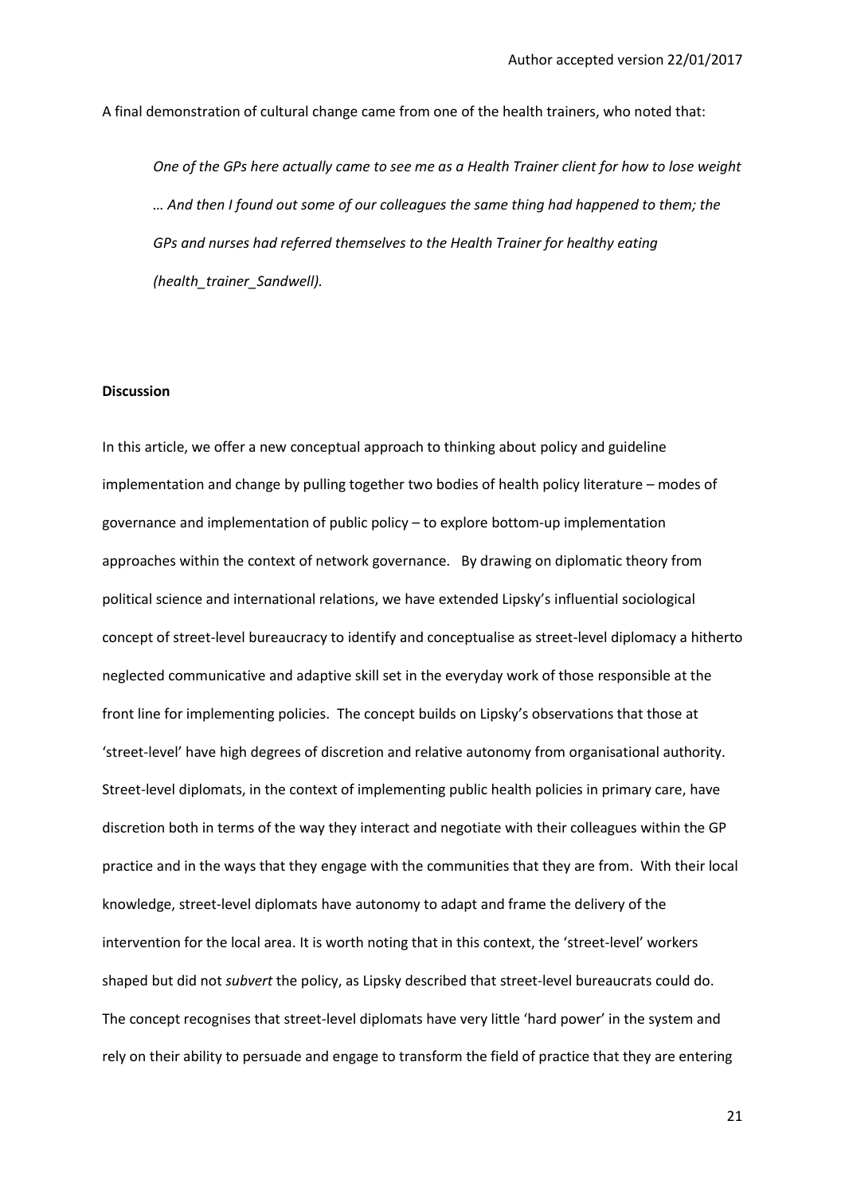A final demonstration of cultural change came from one of the health trainers, who noted that:

> *One of the GPs here actually came to see me as a Health Trainer client for how to lose weight … And then I found out some of our colleagues the same thing had happened to them; the GPs and nurses had referred themselves to the Health Trainer for healthy eating (health_trainer_Sandwell).*

## Discussion

In this article, we offer a new conceptual approach to thinking about policy and guideline implementation and change by pulling together two bodies of health policy literature – modes of governance and implementation of public policy – to explore bottom-up implementation approaches within the context of network governance. By drawing on diplomatic theory from political science and international relations, we have extended Lipsky's influential sociological concept of street-level bureaucracy to identify and conceptualise as street-level diplomacy a hitherto neglected communicative and adaptive skill set in the everyday work of those responsible at the front line for implementing policies. The concept builds on Lipsky's observations that those at 'street-level' have high degrees of discretion and relative autonomy from organisational authority. Street-level diplomats, in the context of implementing public health policies in primary care, have discretion both in terms of the way they interact and negotiate with their colleagues within the GP practice and in the ways that they engage with the communities that they are from. With their local knowledge, street-level diplomats have autonomy to adapt and frame the delivery of the intervention for the local area. It is worth noting that in this context, the 'street-level' workers shaped but did not *subvert* the policy, as Lipsky described that street-level bureaucrats could do. The concept recognises that street-level diplomats have very little 'hard power' in the system and rely on their ability to persuade and engage to transform the field of practice that they are entering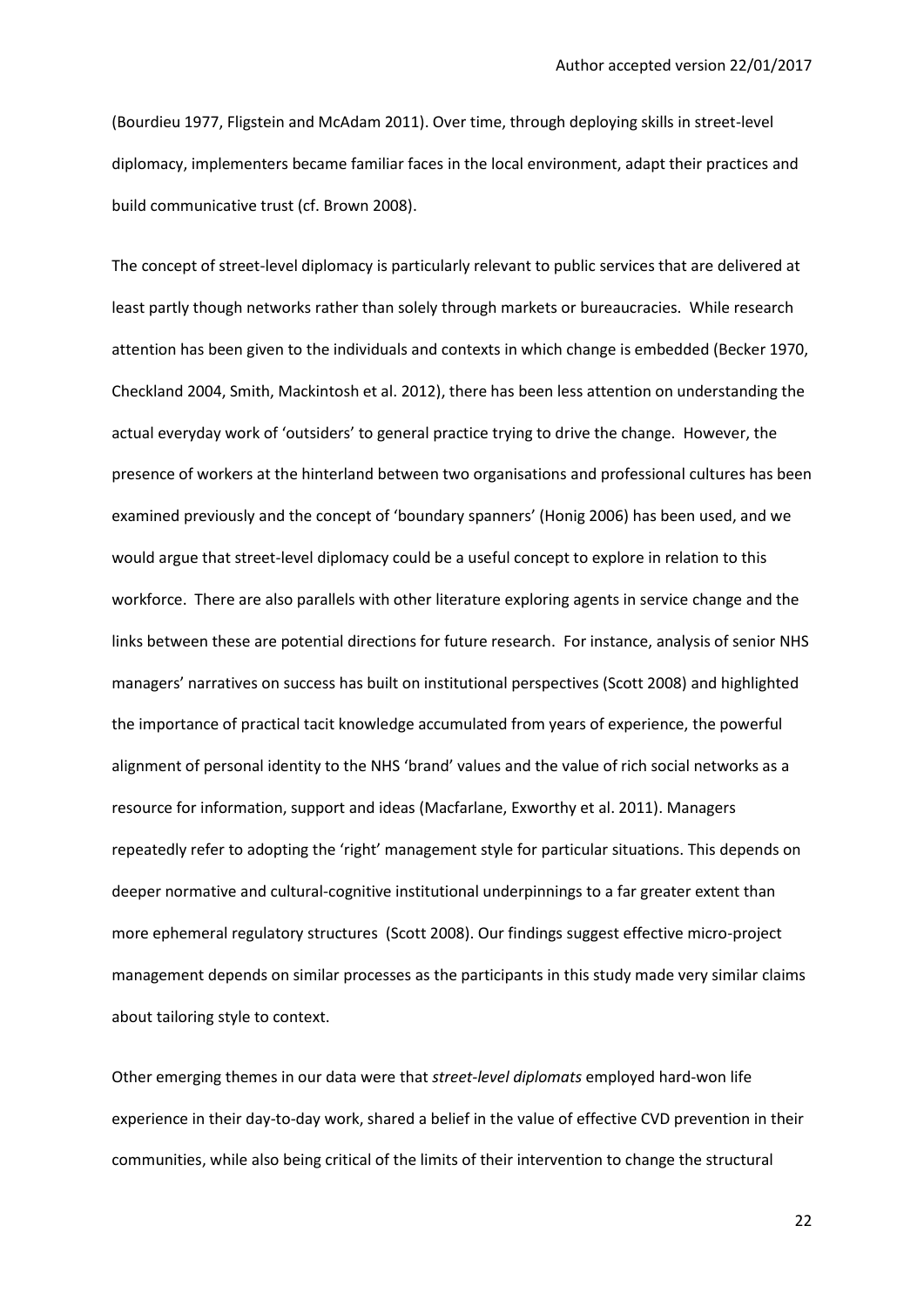(Bourdieu 1977, Fligstein and McAdam 2011). Over time, through deploying skills in street-level diplomacy, implementers became familiar faces in the local environment, adapt their practices and build communicative trust (cf. Brown 2008).

The concept of street-level diplomacy is particularly relevant to public services that are delivered at least partly though networks rather than solely through markets or bureaucracies. While research attention has been given to the individuals and contexts in which change is embedded (Becker 1970, Checkland 2004, Smith, Mackintosh et al. 2012), there has been less attention on understanding the actual everyday work of 'outsiders' to general practice trying to drive the change. However, the presence of workers at the hinterland between two organisations and professional cultures has been examined previously and the concept of 'boundary spanners' (Honig 2006) has been used, and we would argue that street-level diplomacy could be a useful concept to explore in relation to this workforce. There are also parallels with other literature exploring agents in service change and the links between these are potential directions for future research. For instance, analysis of senior NHS managers' narratives on success has built on institutional perspectives (Scott 2008) and highlighted the importance of practical tacit knowledge accumulated from years of experience, the powerful alignment of personal identity to the NHS 'brand' values and the value of rich social networks as a resource for information, support and ideas (Macfarlane, Exworthy et al. 2011). Managers repeatedly refer to adopting the 'right' management style for particular situations. This depends on deeper normative and cultural-cognitive institutional underpinnings to a far greater extent than more ephemeral regulatory structures (Scott 2008). Our findings suggest effective micro-project management depends on similar processes as the participants in this study made very similar claims about tailoring style to context.

Other emerging themes in our data were that *street-level diplomats* employed hard-won life experience in their day-to-day work, shared a belief in the value of effective CVD prevention in their communities, while also being critical of the limits of their intervention to change the structural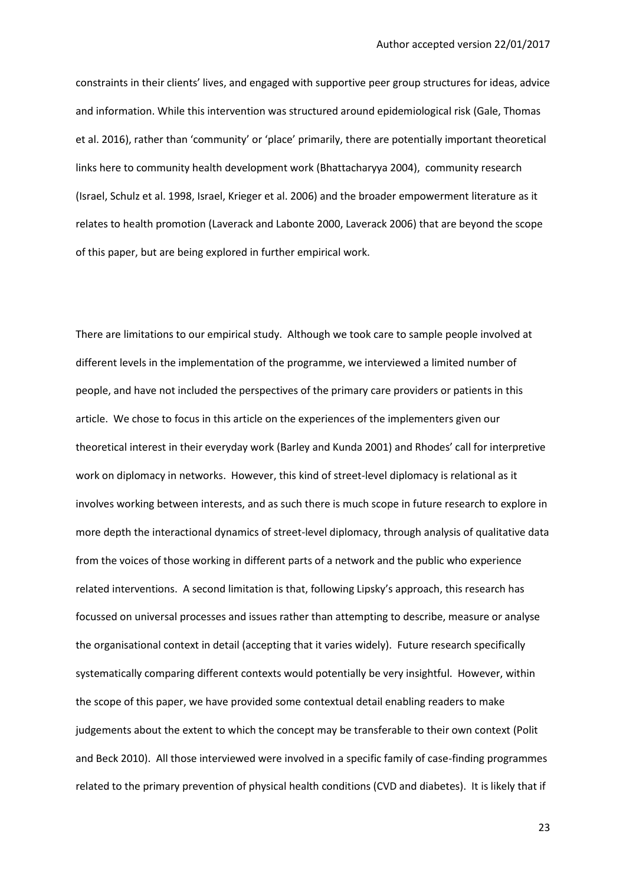constraints in their clients' lives, and engaged with supportive peer group structures for ideas, advice and information. While this intervention was structured around epidemiological risk (Gale, Thomas et al. 2016), rather than 'community' or 'place' primarily, there are potentially important theoretical links here to community health development work (Bhattacharyya 2004), community research (Israel, Schulz et al. 1998, Israel, Krieger et al. 2006) and the broader empowerment literature as it relates to health promotion (Laverack and Labonte 2000, Laverack 2006) that are beyond the scope of this paper, but are being explored in further empirical work.

There are limitations to our empirical study. Although we took care to sample people involved at different levels in the implementation of the programme, we interviewed a limited number of people, and have not included the perspectives of the primary care providers or patients in this article. We chose to focus in this article on the experiences of the implementers given our theoretical interest in their everyday work (Barley and Kunda 2001) and Rhodes' call for interpretive work on diplomacy in networks. However, this kind of street-level diplomacy is relational as it involves working between interests, and as such there is much scope in future research to explore in more depth the interactional dynamics of street-level diplomacy, through analysis of qualitative data from the voices of those working in different parts of a network and the public who experience related interventions. A second limitation is that, following Lipsky's approach, this research has focussed on universal processes and issues rather than attempting to describe, measure or analyse the organisational context in detail (accepting that it varies widely). Future research specifically systematically comparing different contexts would potentially be very insightful. However, within the scope of this paper, we have provided some contextual detail enabling readers to make judgements about the extent to which the concept may be transferable to their own context (Polit and Beck 2010). All those interviewed were involved in a specific family of case-finding programmes related to the primary prevention of physical health conditions (CVD and diabetes). It is likely that if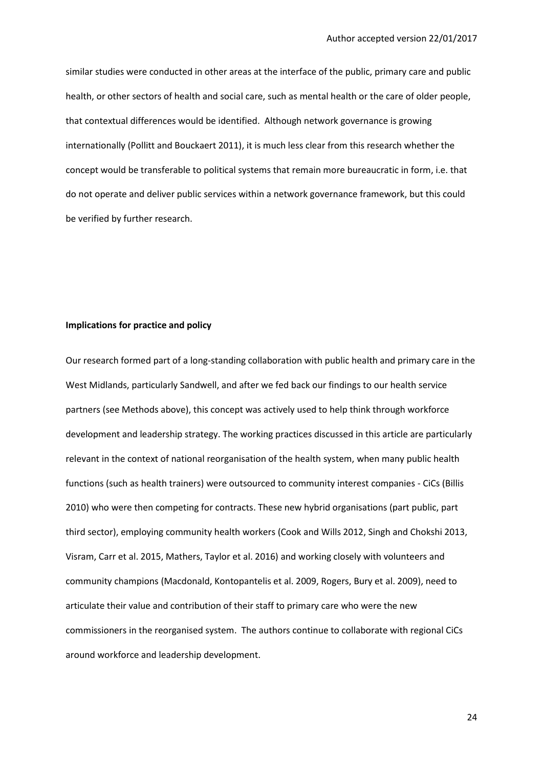similar studies were conducted in other areas at the interface of the public, primary care and public health, or other sectors of health and social care, such as mental health or the care of older people, that contextual differences would be identified. Although network governance is growing internationally (Pollitt and Bouckaert 2011), it is much less clear from this research whether the concept would be transferable to political systems that remain more bureaucratic in form, i.e. that do not operate and deliver public services within a network governance framework, but this could be verified by further research.

**Implications for practice and policy**

Our research formed part of a long-standing collaboration with public health and primary care in the West Midlands, particularly Sandwell, and after we fed back our findings to our health service partners (see Methods above), this concept was actively used to help think through workforce development and leadership strategy. The working practices discussed in this article are particularly relevant in the context of national reorganisation of the health system, when many public health functions (such as health trainers) were outsourced to community interest companies - CiCs (Billis 2010) who were then competing for contracts. These new hybrid organisations (part public, part third sector), employing community health workers (Cook and Wills 2012, Singh and Chokshi 2013, Visram, Carr et al. 2015, Mathers, Taylor et al. 2016) and working closely with volunteers and community champions (Macdonald, Kontopantelis et al. 2009, Rogers, Bury et al. 2009), need to articulate their value and contribution of their staff to primary care who were the new commissioners in the reorganised system. The authors continue to collaborate with regional CiCs around workforce and leadership development.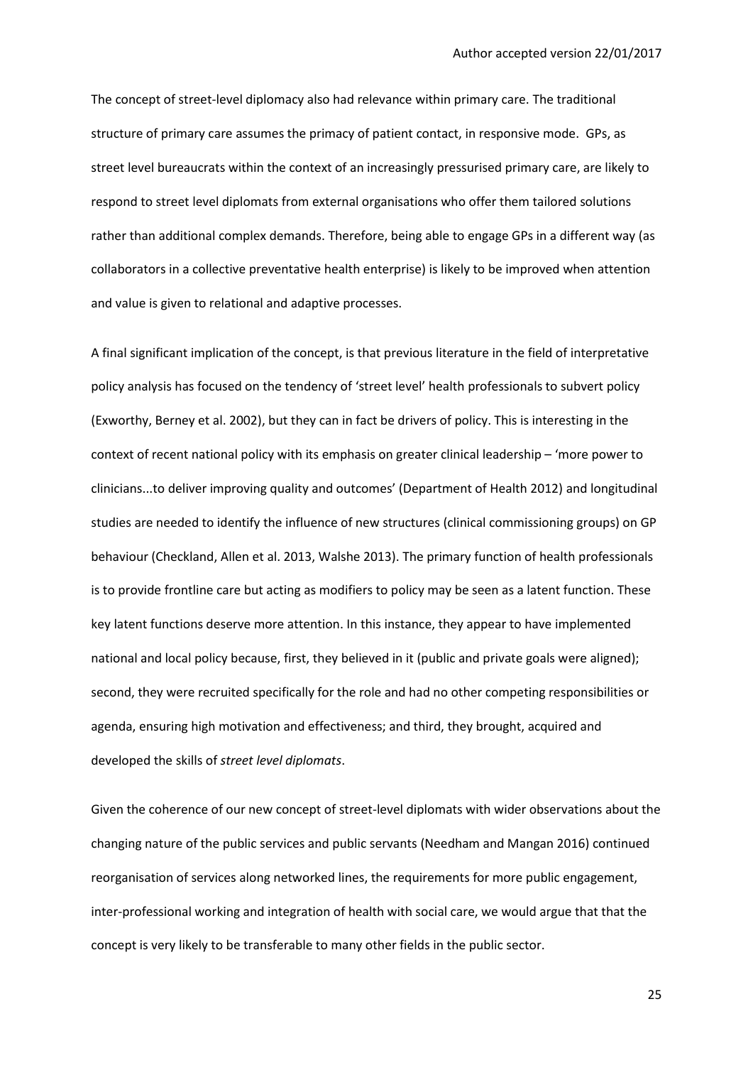The concept of street-level diplomacy also had relevance within primary care. The traditional structure of primary care assumes the primacy of patient contact, in responsive mode. GPs, as street level bureaucrats within the context of an increasingly pressurised primary care, are likely to respond to street level diplomats from external organisations who offer them tailored solutions rather than additional complex demands. Therefore, being able to engage GPs in a different way (as collaborators in a collective preventative health enterprise) is likely to be improved when attention and value is given to relational and adaptive processes.

A final significant implication of the concept, is that previous literature in the field of interpretative policy analysis has focused on the tendency of 'street level' health professionals to subvert policy (Exworthy, Berney et al. 2002), but they can in fact be drivers of policy. This is interesting in the context of recent national policy with its emphasis on greater clinical leadership – 'more power to clinicians...to deliver improving quality and outcomes' (Department of Health 2012) and longitudinal studies are needed to identify the influence of new structures (clinical commissioning groups) on GP behaviour (Checkland, Allen et al. 2013, Walshe 2013). The primary function of health professionals is to provide frontline care but acting as modifiers to policy may be seen as a latent function. These key latent functions deserve more attention. In this instance, they appear to have implemented national and local policy because, first, they believed in it (public and private goals were aligned); second, they were recruited specifically for the role and had no other competing responsibilities or agenda, ensuring high motivation and effectiveness; and third, they brought, acquired and developed the skills of *street level diplomats*.

Given the coherence of our new concept of street-level diplomats with wider observations about the changing nature of the public services and public servants (Needham and Mangan 2016) continued reorganisation of services along networked lines, the requirements for more public engagement, inter-professional working and integration of health with social care, we would argue that that the concept is very likely to be transferable to many other fields in the public sector.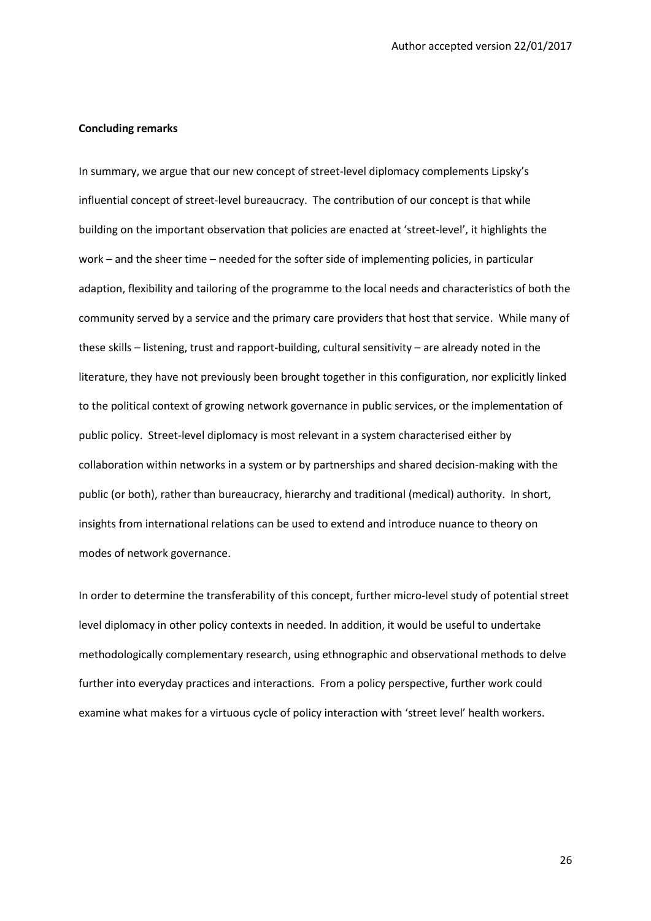**Concluding remarks**

In summary, we argue that our new concept of street-level diplomacy complements Lipsky's influential concept of street-level bureaucracy. The contribution of our concept is that while building on the important observation that policies are enacted at 'street-level', it highlights the work – and the sheer time – needed for the softer side of implementing policies, in particular adaption, flexibility and tailoring of the programme to the local needs and characteristics of both the community served by a service and the primary care providers that host that service. While many of these skills – listening, trust and rapport-building, cultural sensitivity – are already noted in the literature, they have not previously been brought together in this configuration, nor explicitly linked to the political context of growing network governance in public services, or the implementation of public policy. Street-level diplomacy is most relevant in a system characterised either by collaboration within networks in a system or by partnerships and shared decision-making with the public (or both), rather than bureaucracy, hierarchy and traditional (medical) authority. In short, insights from international relations can be used to extend and introduce nuance to theory on modes of network governance.

In order to determine the transferability of this concept, further micro-level study of potential street level diplomacy in other policy contexts in needed. In addition, it would be useful to undertake methodologically complementary research, using ethnographic and observational methods to delve further into everyday practices and interactions. From a policy perspective, further work could examine what makes for a virtuous cycle of policy interaction with 'street level' health workers.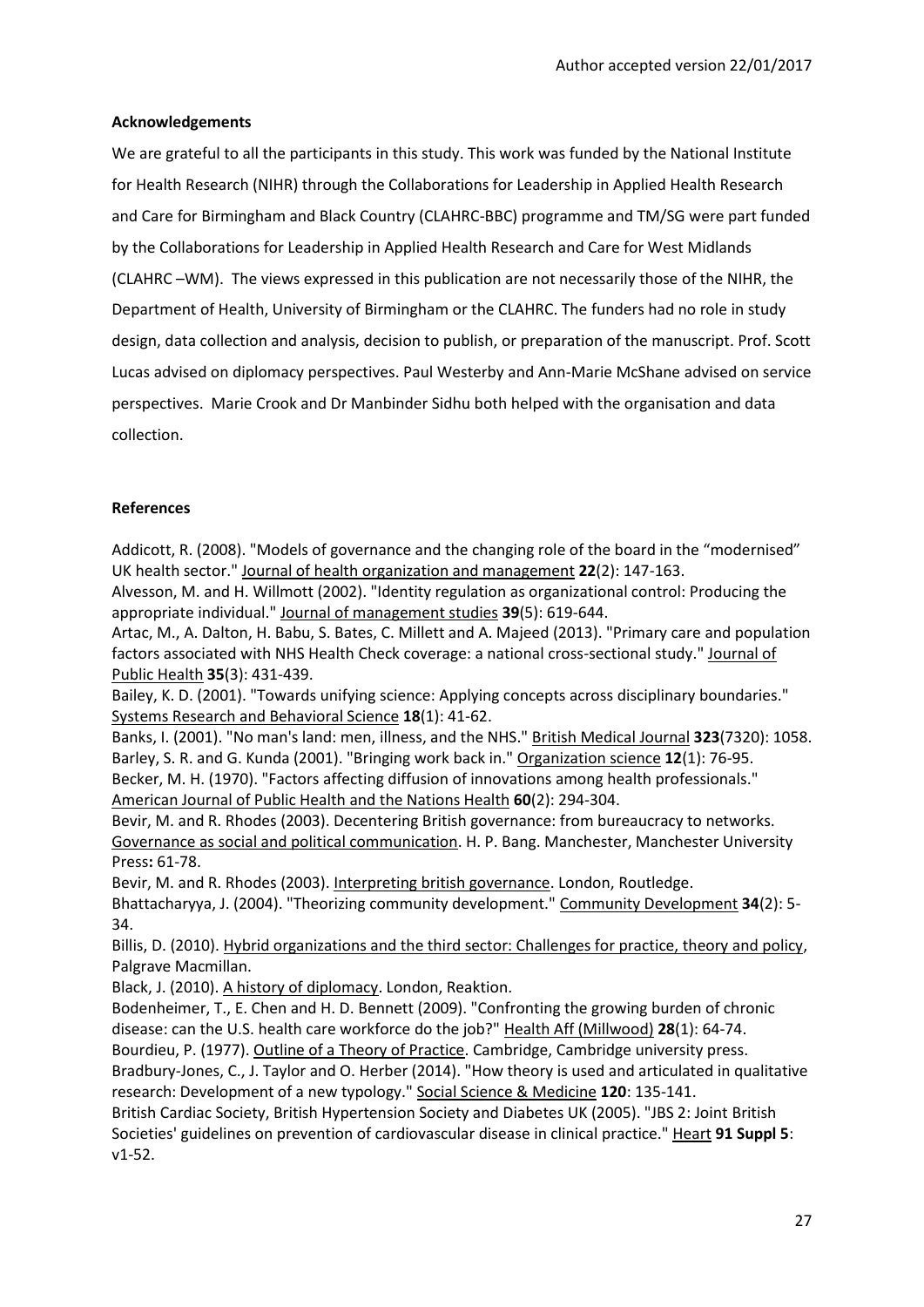### Acknowledgements

We are grateful to all the participants in this study. This work was funded by the National Institute for Health Research (NIHR) through the Collaborations for Leadership in Applied Health Research and Care for Birmingham and Black Country (CLAHRC-BBC) programme and TM/SG were part funded by the Collaborations for Leadership in Applied Health Research and Care for West Midlands (CLAHRC –WM). The views expressed in this publication are not necessarily those of the NIHR, the Department of Health, University of Birmingham or the CLAHRC. The funders had no role in study design, data collection and analysis, decision to publish, or preparation of the manuscript. Prof. Scott Lucas advised on diplomacy perspectives. Paul Westerby and Ann-Marie McShane advised on service perspectives. Marie Crook and Dr Manbinder Sidhu both helped with the organisation and data collection.

### References

Addicott, R. (2008). "Models of governance and the changing role of the board in the "modernised" UK health sector." Journal of health organization and management **22**(2): 147-163.

Alvesson, M. and H. Willmott (2002). "Identity regulation as organizational control: Producing the appropriate individual." Journal of management studies **39**(5): 619-644.

Artac, M., A. Dalton, H. Babu, S. Bates, C. Millett and A. Majeed (2013). "Primary care and population factors associated with NHS Health Check coverage: a national cross-sectional study." Journal of Public Health **35**(3): 431-439.

Bailey, K. D. (2001). "Towards unifying science: Applying concepts across disciplinary boundaries." Systems Research and Behavioral Science **18**(1): 41-62.

Banks, I. (2001). "No man's land: men, illness, and the NHS." British Medical Journal **323**(7320): 1058.

Barley, S. R. and G. Kunda (2001). "Bringing work back in." Organization science **12**(1): 76-95.

Becker, M. H. (1970). "Factors affecting diffusion of innovations among health professionals." American Journal of Public Health and the Nations Health **60**(2): 294-304.

Bevir, M. and R. Rhodes (2003). Decentering British governance: from bureaucracy to networks. Governance as social and political communication. H. P. Bang. Manchester, Manchester University Press**:** 61-78.

Bevir, M. and R. Rhodes (2003). Interpreting british governance. London, Routledge.

Bhattacharyya, J. (2004). "Theorizing community development." Community Development **34**(2): 5-34.

Billis, D. (2010). Hybrid organizations and the third sector: Challenges for practice, theory and policy, Palgrave Macmillan.

Black, J. (2010). A history of diplomacy. London, Reaktion.

Bodenheimer, T., E. Chen and H. D. Bennett (2009). "Confronting the growing burden of chronic disease: can the U.S. health care workforce do the job?" Health Aff (Millwood) **28**(1): 64-74.

Bourdieu, P. (1977). Outline of a Theory of Practice. Cambridge, Cambridge university press.

Bradbury-Jones, C., J. Taylor and O. Herber (2014). "How theory is used and articulated in qualitative research: Development of a new typology." Social Science & Medicine **120**: 135-141.

British Cardiac Society, British Hypertension Society and Diabetes UK (2005). "JBS 2: Joint British Societies' guidelines on prevention of cardiovascular disease in clinical practice." Heart **91 Suppl 5**: v1-52.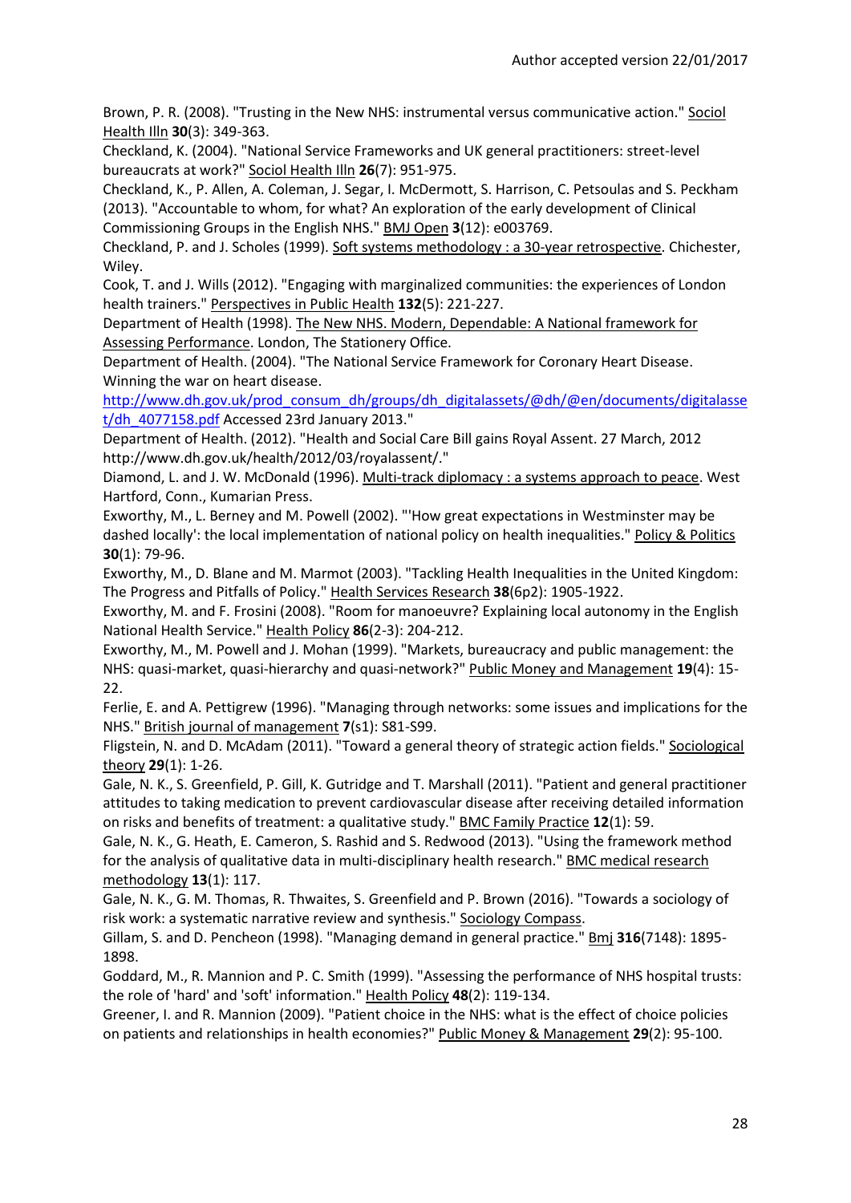Brown, P. R. (2008). "Trusting in the New NHS: instrumental versus communicative action." Sociol Health Illn **30**(3): 349-363.

Checkland, K. (2004). "National Service Frameworks and UK general practitioners: street-level bureaucrats at work?" Sociol Health Illn **26**(7): 951-975.

Checkland, K., P. Allen, A. Coleman, J. Segar, I. McDermott, S. Harrison, C. Petsoulas and S. Peckham (2013). "Accountable to whom, for what? An exploration of the early development of Clinical Commissioning Groups in the English NHS." BMJ Open **3**(12): e003769.

Checkland, P. and J. Scholes (1999). Soft systems methodology : a 30-year retrospective. Chichester, Wiley.

Cook, T. and J. Wills (2012). "Engaging with marginalized communities: the experiences of London health trainers." Perspectives in Public Health **132**(5): 221-227.

Department of Health (1998). The New NHS. Modern, Dependable: A National framework for Assessing Performance. London, The Stationery Office.

Department of Health. (2004). "The National Service Framework for Coronary Heart Disease. Winning the war on heart disease. http://www.dh.gov.uk/prod_consum_dh/groups/dh_digitalassets/@dh/@en/documents/digitalasset/dh_4077158.pdf Accessed 23rd January 2013."

Department of Health. (2012). "Health and Social Care Bill gains Royal Assent. 27 March, 2012 http://www.dh.gov.uk/health/2012/03/royalassent/."

Diamond, L. and J. W. McDonald (1996). Multi-track diplomacy : a systems approach to peace. West Hartford, Conn., Kumarian Press.

Exworthy, M., L. Berney and M. Powell (2002). "'How great expectations in Westminster may be dashed locally': the local implementation of national policy on health inequalities." Policy & Politics **30**(1): 79-96.

Exworthy, M., D. Blane and M. Marmot (2003). "Tackling Health Inequalities in the United Kingdom: The Progress and Pitfalls of Policy." Health Services Research **38**(6p2): 1905-1922.

Exworthy, M. and F. Frosini (2008). "Room for manoeuvre? Explaining local autonomy in the English National Health Service." Health Policy **86**(2-3): 204-212.

Exworthy, M., M. Powell and J. Mohan (1999). "Markets, bureaucracy and public management: the NHS: quasi-market, quasi-hierarchy and quasi-network?" Public Money and Management **19**(4): 15-22.

Ferlie, E. and A. Pettigrew (1996). "Managing through networks: some issues and implications for the NHS." British journal of management **7**(s1): S81-S99.

Fligstein, N. and D. McAdam (2011). "Toward a general theory of strategic action fields." Sociological theory **29**(1): 1-26.

Gale, N. K., S. Greenfield, P. Gill, K. Gutridge and T. Marshall (2011). "Patient and general practitioner attitudes to taking medication to prevent cardiovascular disease after receiving detailed information on risks and benefits of treatment: a qualitative study." BMC Family Practice **12**(1): 59.

Gale, N. K., G. Heath, E. Cameron, S. Rashid and S. Redwood (2013). "Using the framework method for the analysis of qualitative data in multi-disciplinary health research." BMC medical research methodology **13**(1): 117.

Gale, N. K., G. M. Thomas, R. Thwaites, S. Greenfield and P. Brown (2016). "Towards a sociology of risk work: a systematic narrative review and synthesis." Sociology Compass.

Gillam, S. and D. Pencheon (1998). "Managing demand in general practice." Bmj **316**(7148): 1895-1898.

Goddard, M., R. Mannion and P. C. Smith (1999). "Assessing the performance of NHS hospital trusts: the role of 'hard' and 'soft' information." Health Policy **48**(2): 119-134.

Greener, I. and R. Mannion (2009). "Patient choice in the NHS: what is the effect of choice policies on patients and relationships in health economies?" Public Money & Management **29**(2): 95-100.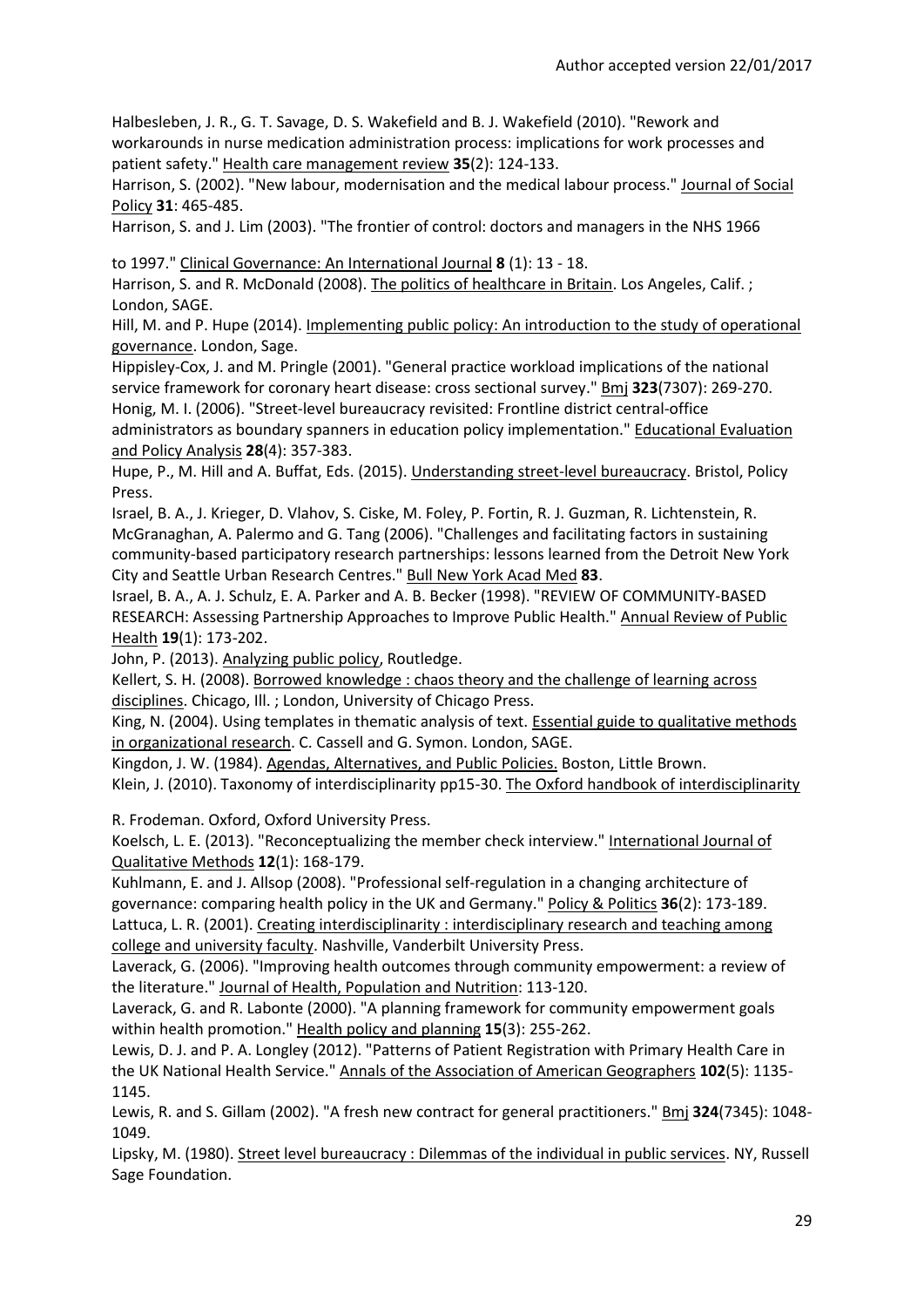Halbesleben, J. R., G. T. Savage, D. S. Wakefield and B. J. Wakefield (2010). "Rework and workarounds in nurse medication administration process: implications for work processes and patient safety." Health care management review **35**(2): 124-133.

Harrison, S. (2002). "New labour, modernisation and the medical labour process." Journal of Social Policy **31**: 465-485.

Harrison, S. and J. Lim (2003). "The frontier of control: doctors and managers in the NHS 1966 to 1997." Clinical Governance: An International Journal **8** (1): 13 - 18.

Harrison, S. and R. McDonald (2008). The politics of healthcare in Britain. Los Angeles, Calif. ; London, SAGE.

Hill, M. and P. Hupe (2014). Implementing public policy: An introduction to the study of operational governance. London, Sage.

Hippisley-Cox, J. and M. Pringle (2001). "General practice workload implications of the national service framework for coronary heart disease: cross sectional survey." Bmj **323**(7307): 269-270.

Honig, M. I. (2006). "Street-level bureaucracy revisited: Frontline district central-office administrators as boundary spanners in education policy implementation." Educational Evaluation and Policy Analysis **28**(4): 357-383.

Hupe, P., M. Hill and A. Buffat, Eds. (2015). Understanding street-level bureaucracy. Bristol, Policy Press.

Israel, B. A., J. Krieger, D. Vlahov, S. Ciske, M. Foley, P. Fortin, R. J. Guzman, R. Lichtenstein, R. McGranaghan, A. Palermo and G. Tang (2006). "Challenges and facilitating factors in sustaining community-based participatory research partnerships: lessons learned from the Detroit New York City and Seattle Urban Research Centres." Bull New York Acad Med **83**.

Israel, B. A., A. J. Schulz, E. A. Parker and A. B. Becker (1998). "REVIEW OF COMMUNITY-BASED RESEARCH: Assessing Partnership Approaches to Improve Public Health." Annual Review of Public Health **19**(1): 173-202.

John, P. (2013). Analyzing public policy, Routledge.

Kellert, S. H. (2008). Borrowed knowledge : chaos theory and the challenge of learning across disciplines. Chicago, Ill. ; London, University of Chicago Press.

King, N. (2004). Using templates in thematic analysis of text. Essential guide to qualitative methods in organizational research. C. Cassell and G. Symon. London, SAGE.

Kingdon, J. W. (1984). Agendas, Alternatives, and Public Policies. Boston, Little Brown.

Klein, J. (2010). Taxonomy of interdisciplinarity pp15-30. The Oxford handbook of interdisciplinarity R. Frodeman. Oxford, Oxford University Press.

Koelsch, L. E. (2013). "Reconceptualizing the member check interview." International Journal of Qualitative Methods **12**(1): 168-179.

Kuhlmann, E. and J. Allsop (2008). "Professional self-regulation in a changing architecture of governance: comparing health policy in the UK and Germany." Policy & Politics **36**(2): 173-189.

Lattuca, L. R. (2001). Creating interdisciplinarity : interdisciplinary research and teaching among college and university faculty. Nashville, Vanderbilt University Press.

Laverack, G. (2006). "Improving health outcomes through community empowerment: a review of the literature." Journal of Health, Population and Nutrition: 113-120.

Laverack, G. and R. Labonte (2000). "A planning framework for community empowerment goals within health promotion." Health policy and planning **15**(3): 255-262.

Lewis, D. J. and P. A. Longley (2012). "Patterns of Patient Registration with Primary Health Care in the UK National Health Service." Annals of the Association of American Geographers **102**(5): 1135-1145.

Lewis, R. and S. Gillam (2002). "A fresh new contract for general practitioners." Bmj **324**(7345): 1048-1049.

Lipsky, M. (1980). Street level bureaucracy : Dilemmas of the individual in public services. NY, Russell Sage Foundation.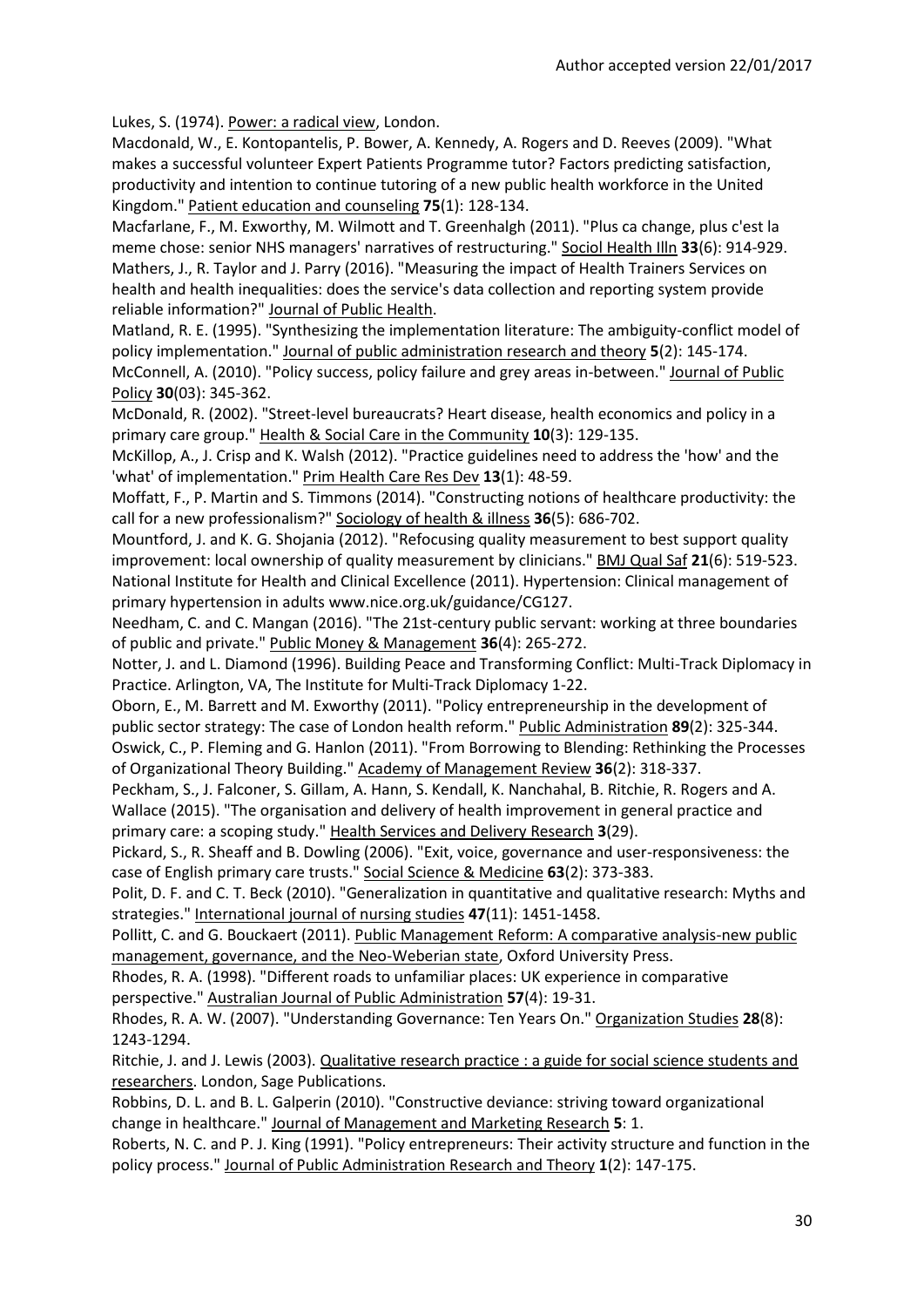Lukes, S. (1974). Power: a radical view, London.

Macdonald, W., E. Kontopantelis, P. Bower, A. Kennedy, A. Rogers and D. Reeves (2009). "What makes a successful volunteer Expert Patients Programme tutor? Factors predicting satisfaction, productivity and intention to continue tutoring of a new public health workforce in the United Kingdom." Patient education and counseling **75**(1): 128-134.

Macfarlane, F., M. Exworthy, M. Wilmott and T. Greenhalgh (2011). "Plus ca change, plus c'est la meme chose: senior NHS managers' narratives of restructuring." Sociol Health Illn **33**(6): 914-929.

Mathers, J., R. Taylor and J. Parry (2016). "Measuring the impact of Health Trainers Services on health and health inequalities: does the service's data collection and reporting system provide reliable information?" Journal of Public Health.

Matland, R. E. (1995). "Synthesizing the implementation literature: The ambiguity-conflict model of policy implementation." Journal of public administration research and theory **5**(2): 145-174.

McConnell, A. (2010). "Policy success, policy failure and grey areas in-between." Journal of Public Policy **30**(03): 345-362.

McDonald, R. (2002). "Street-level bureaucrats? Heart disease, health economics and policy in a primary care group." Health & Social Care in the Community **10**(3): 129-135.

McKillop, A., J. Crisp and K. Walsh (2012). "Practice guidelines need to address the 'how' and the 'what' of implementation." Prim Health Care Res Dev **13**(1): 48-59.

Moffatt, F., P. Martin and S. Timmons (2014). "Constructing notions of healthcare productivity: the call for a new professionalism?" Sociology of health & illness **36**(5): 686-702.

Mountford, J. and K. G. Shojania (2012). "Refocusing quality measurement to best support quality improvement: local ownership of quality measurement by clinicians." BMJ Qual Saf **21**(6): 519-523.

National Institute for Health and Clinical Excellence (2011). Hypertension: Clinical management of primary hypertension in adults www.nice.org.uk/guidance/CG127.

Needham, C. and C. Mangan (2016). "The 21st-century public servant: working at three boundaries of public and private." Public Money & Management **36**(4): 265-272.

Notter, J. and L. Diamond (1996). Building Peace and Transforming Conflict: Multi-Track Diplomacy in Practice. Arlington, VA, The Institute for Multi-Track Diplomacy 1-22.

Oborn, E., M. Barrett and M. Exworthy (2011). "Policy entrepreneurship in the development of public sector strategy: The case of London health reform." Public Administration **89**(2): 325-344.

Oswick, C., P. Fleming and G. Hanlon (2011). "From Borrowing to Blending: Rethinking the Processes of Organizational Theory Building." Academy of Management Review **36**(2): 318-337.

Peckham, S., J. Falconer, S. Gillam, A. Hann, S. Kendall, K. Nanchahal, B. Ritchie, R. Rogers and A. Wallace (2015). "The organisation and delivery of health improvement in general practice and primary care: a scoping study." Health Services and Delivery Research **3**(29).

Pickard, S., R. Sheaff and B. Dowling (2006). "Exit, voice, governance and user-responsiveness: the case of English primary care trusts." Social Science & Medicine **63**(2): 373-383.

Polit, D. F. and C. T. Beck (2010). "Generalization in quantitative and qualitative research: Myths and strategies." International journal of nursing studies **47**(11): 1451-1458.

Pollitt, C. and G. Bouckaert (2011). Public Management Reform: A comparative analysis-new public management, governance, and the Neo-Weberian state, Oxford University Press.

Rhodes, R. A. (1998). "Different roads to unfamiliar places: UK experience in comparative perspective." Australian Journal of Public Administration **57**(4): 19-31.

Rhodes, R. A. W. (2007). "Understanding Governance: Ten Years On." Organization Studies **28**(8): 1243-1294.

Ritchie, J. and J. Lewis (2003). Qualitative research practice : a guide for social science students and researchers. London, Sage Publications.

Robbins, D. L. and B. L. Galperin (2010). "Constructive deviance: striving toward organizational change in healthcare." Journal of Management and Marketing Research **5**: 1.

Roberts, N. C. and P. J. King (1991). "Policy entrepreneurs: Their activity structure and function in the policy process." Journal of Public Administration Research and Theory **1**(2): 147-175.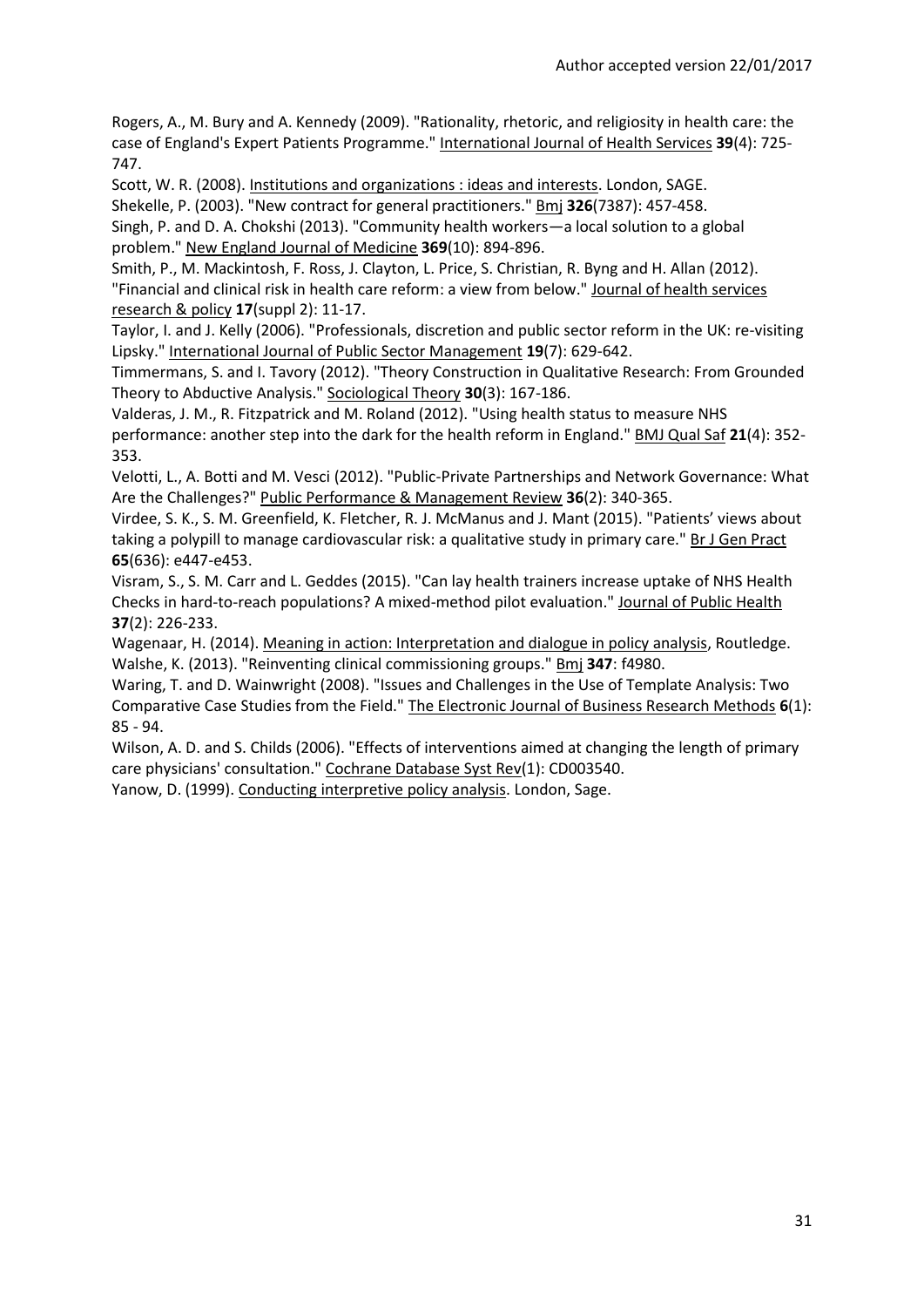Rogers, A., M. Bury and A. Kennedy (2009). "Rationality, rhetoric, and religiosity in health care: the case of England's Expert Patients Programme." International Journal of Health Services **39**(4): 725-747.

Scott, W. R. (2008). Institutions and organizations : ideas and interests. London, SAGE.

Shekelle, P. (2003). "New contract for general practitioners." Bmj **326**(7387): 457-458.

Singh, P. and D. A. Chokshi (2013). "Community health workers—a local solution to a global problem." New England Journal of Medicine **369**(10): 894-896.

Smith, P., M. Mackintosh, F. Ross, J. Clayton, L. Price, S. Christian, R. Byng and H. Allan (2012). "Financial and clinical risk in health care reform: a view from below." Journal of health services research & policy **17**(suppl 2): 11-17.

Taylor, I. and J. Kelly (2006). "Professionals, discretion and public sector reform in the UK: re-visiting Lipsky." International Journal of Public Sector Management **19**(7): 629-642.

Timmermans, S. and I. Tavory (2012). "Theory Construction in Qualitative Research: From Grounded Theory to Abductive Analysis." Sociological Theory **30**(3): 167-186.

Valderas, J. M., R. Fitzpatrick and M. Roland (2012). "Using health status to measure NHS performance: another step into the dark for the health reform in England." BMJ Qual Saf **21**(4): 352-353.

Velotti, L., A. Botti and M. Vesci (2012). "Public-Private Partnerships and Network Governance: What Are the Challenges?" Public Performance & Management Review **36**(2): 340-365.

Virdee, S. K., S. M. Greenfield, K. Fletcher, R. J. McManus and J. Mant (2015). "Patients' views about taking a polypill to manage cardiovascular risk: a qualitative study in primary care." Br J Gen Pract **65**(636): e447-e453.

Visram, S., S. M. Carr and L. Geddes (2015). "Can lay health trainers increase uptake of NHS Health Checks in hard-to-reach populations? A mixed-method pilot evaluation." Journal of Public Health **37**(2): 226-233.

Wagenaar, H. (2014). Meaning in action: Interpretation and dialogue in policy analysis, Routledge.

Walshe, K. (2013). "Reinventing clinical commissioning groups." Bmj **347**: f4980.

Waring, T. and D. Wainwright (2008). "Issues and Challenges in the Use of Template Analysis: Two Comparative Case Studies from the Field." The Electronic Journal of Business Research Methods **6**(1): 85 - 94.

Wilson, A. D. and S. Childs (2006). "Effects of interventions aimed at changing the length of primary care physicians' consultation." Cochrane Database Syst Rev(1): CD003540.

Yanow, D. (1999). Conducting interpretive policy analysis. London, Sage.